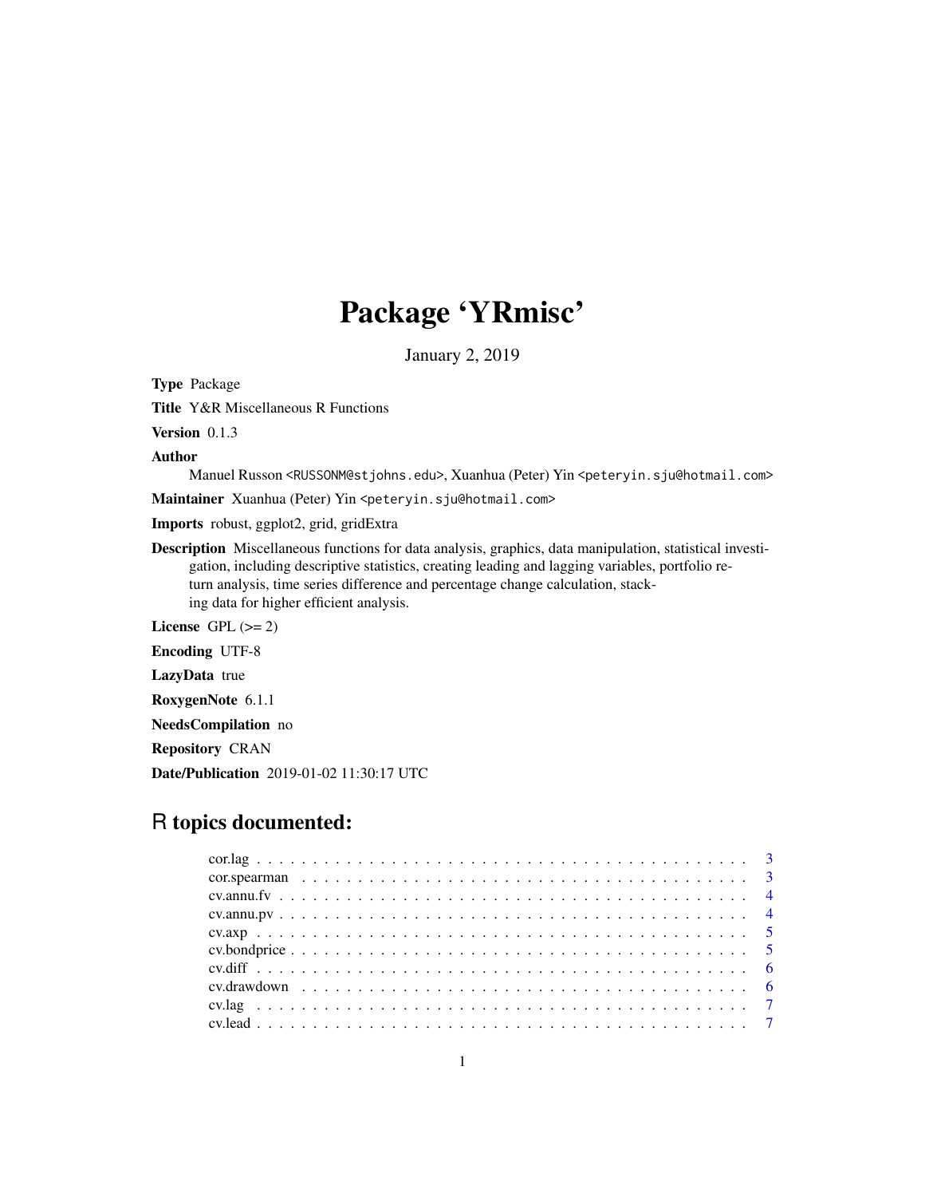# Package 'YRmisc'

January 2, 2019

**Type** Package

**Title** Y&R Miscellaneous R Functions

**Version** 0.1.3

**Author**
Manuel Russon <RUSSONM@stjohns.edu>, Xuanhua (Peter) Yin <peteryin.sju@hotmail.com>

**Maintainer** Xuanhua (Peter) Yin <peteryin.sju@hotmail.com>

**Imports** robust, ggplot2, grid, gridExtra

**Description** Miscellaneous functions for data analysis, graphics, data manipulation, statistical investigation, including descriptive statistics, creating leading and lagging variables, portfolio return analysis, time series difference and percentage change calculation, stacking data for higher efficient analysis.

**License** GPL (>= 2)

**Encoding** UTF-8

**LazyData** true

**RoxygenNote** 6.1.1

**NeedsCompilation** no

**Repository** CRAN

**Date/Publication** 2019-01-02 11:30:17 UTC

## R topics documented:

- cor.lag . . . . . . . . . . . . . . . . . . . . . . . . . . . . . . . . . . . . . . . . . 3
- cor.spearman . . . . . . . . . . . . . . . . . . . . . . . . . . . . . . . . . . . . . 3
- cv.annu.fv . . . . . . . . . . . . . . . . . . . . . . . . . . . . . . . . . . . . . . . 4
- cv.annu.pv . . . . . . . . . . . . . . . . . . . . . . . . . . . . . . . . . . . . . . . 4
- cv.axp . . . . . . . . . . . . . . . . . . . . . . . . . . . . . . . . . . . . . . . . . 5
- cv.bondprice . . . . . . . . . . . . . . . . . . . . . . . . . . . . . . . . . . . . . 5
- cv.diff . . . . . . . . . . . . . . . . . . . . . . . . . . . . . . . . . . . . . . . . . 6
- cv.drawdown . . . . . . . . . . . . . . . . . . . . . . . . . . . . . . . . . . . . . 6
- cv.lag . . . . . . . . . . . . . . . . . . . . . . . . . . . . . . . . . . . . . . . . . 7
- cv.lead . . . . . . . . . . . . . . . . . . . . . . . . . . . . . . . . . . . . . . . . 7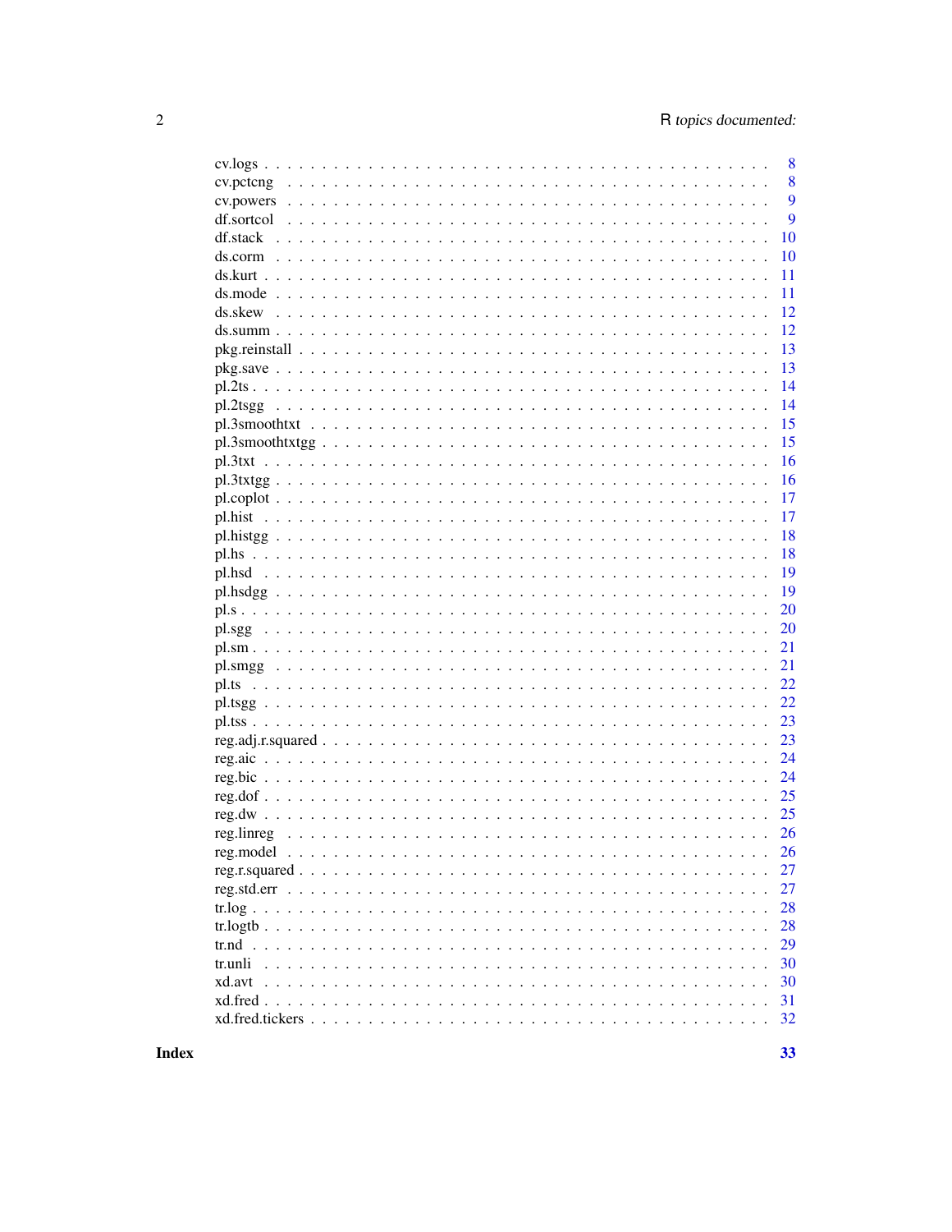| | |
|---|---|
| cv.logs | 8 |
| cv.pctcng | 8 |
| cv.powers | 9 |
| df.sortcol | 9 |
| df.stack | 10 |
| ds.corm | 10 |
| ds.kurt | 11 |
| ds.mode | 11 |
| ds.skew | 12 |
| ds.summ | 12 |
| pkg.reinstall | 13 |
| pkg.save | 13 |
| pl.2ts | 14 |
| pl.2tsgg | 14 |
| pl.3smoothtxt | 15 |
| pl.3smoothtxtgg | 15 |
| pl.3txt | 16 |
| pl.3txtgg | 16 |
| pl.coplot | 17 |
| pl.hist | 17 |
| pl.histgg | 18 |
| pl.hs | 18 |
| pl.hsd | 19 |
| pl.hsdgg | 19 |
| pl.s | 20 |
| pl.sgg | 20 |
| pl.sm | 21 |
| pl.smgg | 21 |
| pl.ts | 22 |
| pl.tsgg | 22 |
| pl.tss | 23 |
| reg.adj.r.squared | 23 |
| reg.aic | 24 |
| reg.bic | 24 |
| reg.dof | 25 |
| reg.dw | 25 |
| reg.linreg | 26 |
| reg.model | 26 |
| reg.r.squared | 27 |
| reg.std.err | 27 |
| tr.log | 28 |
| tr.logtb | 28 |
| tr.nd | 29 |
| tr.unli | 30 |
| xd.avt | 30 |
| xd.fred | 31 |
| xd.fred.tickers | 32 |

**Index** **33**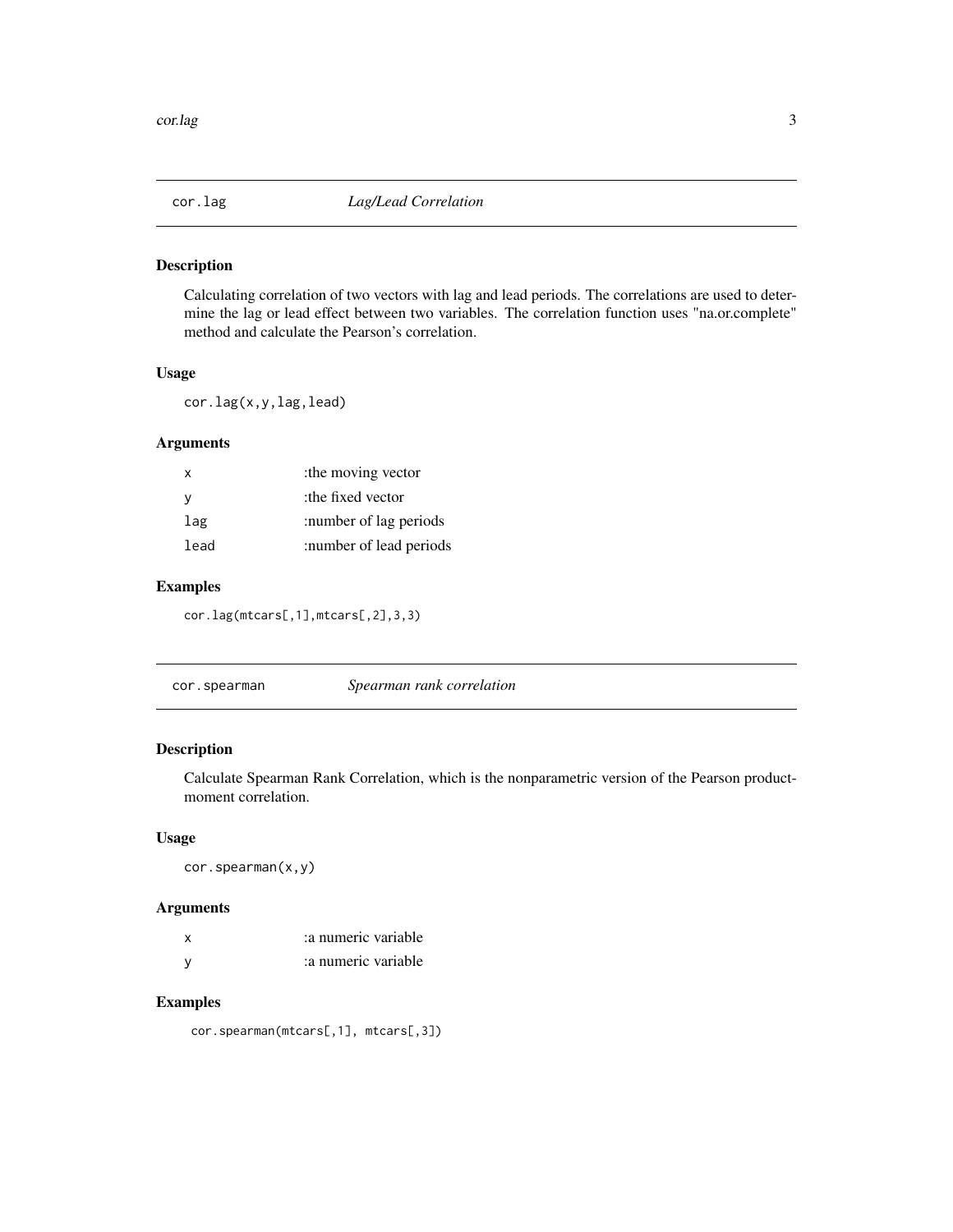## cor.lag *Lag/Lead Correlation*

### Description

Calculating correlation of two vectors with lag and lead periods. The correlations are used to determine the lag or lead effect between two variables. The correlation function uses "na.or.complete" method and calculate the Pearson's correlation.

### Usage

```
cor.lag(x,y,lag,lead)
```

### Arguments

| | |
|---|---|
| x | :the moving vector |
| y | :the fixed vector |
| lag | :number of lag periods |
| lead | :number of lead periods |

### Examples

```
cor.lag(mtcars[,1],mtcars[,2],3,3)
```

## cor.spearman *Spearman rank correlation*

### Description

Calculate Spearman Rank Correlation, which is the nonparametric version of the Pearson product-moment correlation.

### Usage

```
cor.spearman(x,y)
```

### Arguments

| | |
|---|---|
| x | :a numeric variable |
| y | :a numeric variable |

### Examples

```
cor.spearman(mtcars[,1], mtcars[,3])
```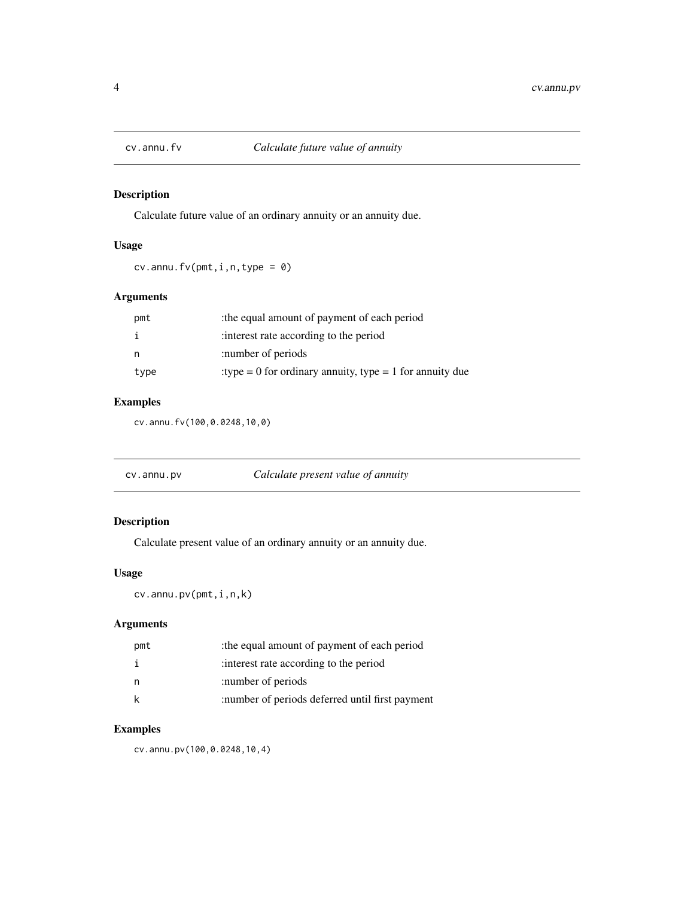## cv.annu.fv *Calculate future value of annuity*

### Description

Calculate future value of an ordinary annuity or an annuity due.

### Usage

```
cv.annu.fv(pmt,i,n,type = 0)
```

### Arguments

| | |
|---|---|
| pmt | :the equal amount of payment of each period |
| i | :interest rate according to the period |
| n | :number of periods |
| type | :type = 0 for ordinary annuity, type = 1 for annuity due |

### Examples

```
cv.annu.fv(100,0.0248,10,0)
```

## cv.annu.pv *Calculate present value of annuity*

### Description

Calculate present value of an ordinary annuity or an annuity due.

### Usage

```
cv.annu.pv(pmt,i,n,k)
```

### Arguments

| | |
|---|---|
| pmt | :the equal amount of payment of each period |
| i | :interest rate according to the period |
| n | :number of periods |
| k | :number of periods deferred until first payment |

### Examples

```
cv.annu.pv(100,0.0248,10,4)
```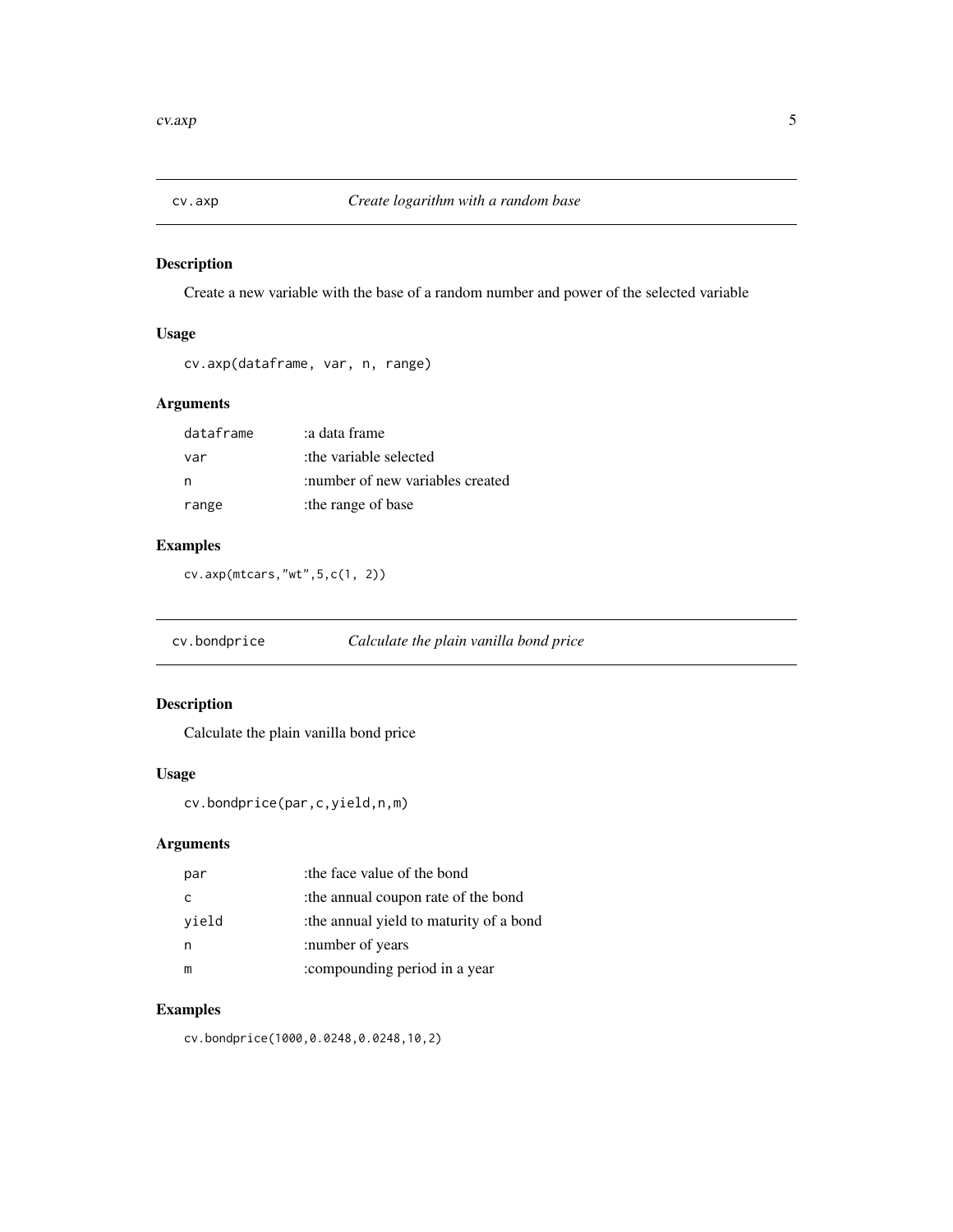## cv.axp — *Create logarithm with a random base*

### Description

Create a new variable with the base of a random number and power of the selected variable

### Usage

```
cv.axp(dataframe, var, n, range)
```

### Arguments

| | |
|---|---|
| `dataframe` | :a data frame |
| `var` | :the variable selected |
| `n` | :number of new variables created |
| `range` | :the range of base |

### Examples

```
cv.axp(mtcars,"wt",5,c(1, 2))
```

## cv.bondprice — *Calculate the plain vanilla bond price*

### Description

Calculate the plain vanilla bond price

### Usage

```
cv.bondprice(par,c,yield,n,m)
```

### Arguments

| | |
|---|---|
| `par` | :the face value of the bond |
| `c` | :the annual coupon rate of the bond |
| `yield` | :the annual yield to maturity of a bond |
| `n` | :number of years |
| `m` | :compounding period in a year |

### Examples

```
cv.bondprice(1000,0.0248,0.0248,10,2)
```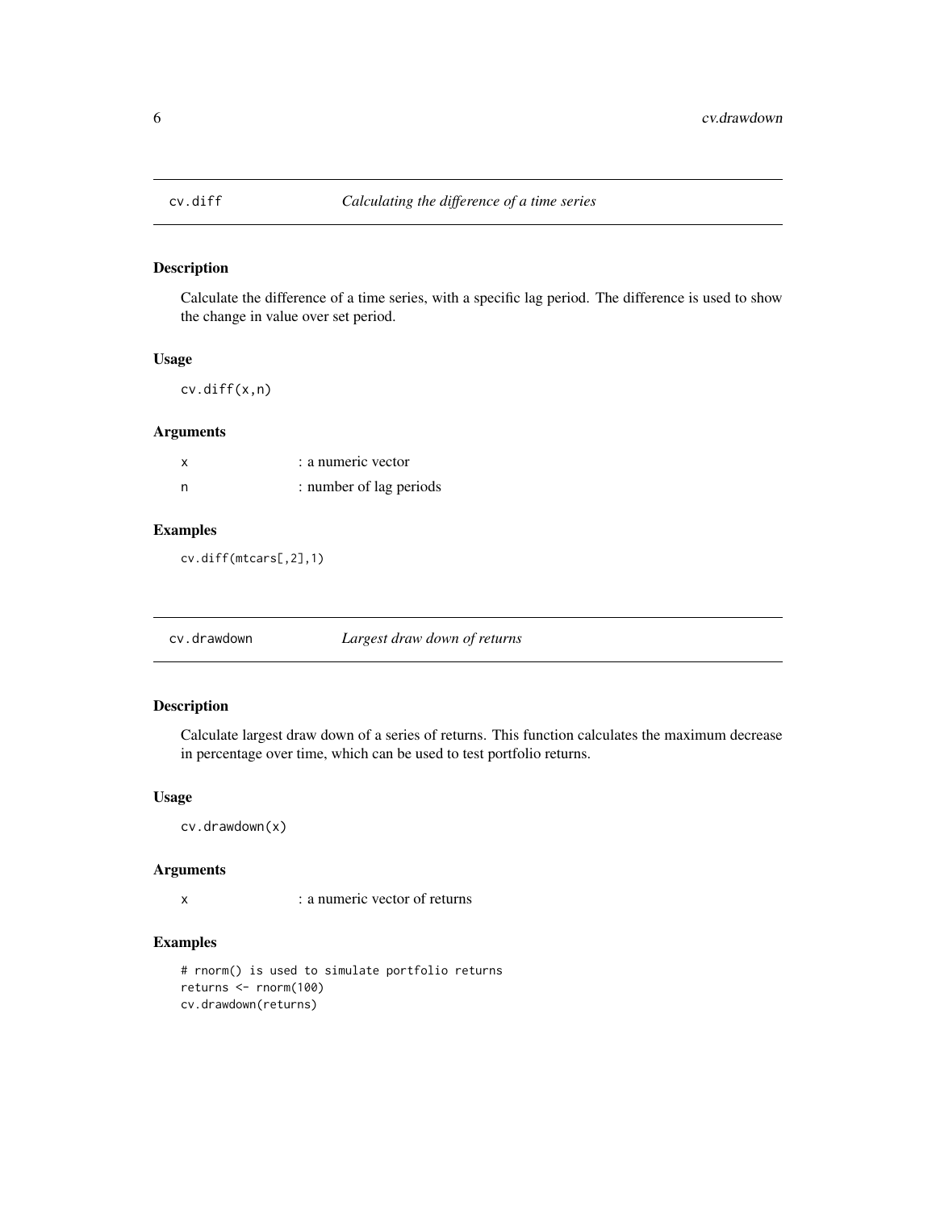## cv.diff — *Calculating the difference of a time series*

### Description

Calculate the difference of a time series, with a specific lag period. The difference is used to show the change in value over set period.

### Usage

```
cv.diff(x,n)
```

### Arguments

| | |
|---|---|
| x | : a numeric vector |
| n | : number of lag periods |

### Examples

```
cv.diff(mtcars[,2],1)
```

## cv.drawdown — *Largest draw down of returns*

### Description

Calculate largest draw down of a series of returns. This function calculates the maximum decrease in percentage over time, which can be used to test portfolio returns.

### Usage

```
cv.drawdown(x)
```

### Arguments

| | |
|---|---|
| x | : a numeric vector of returns |

### Examples

```
# rnorm() is used to simulate portfolio returns
returns <- rnorm(100)
cv.drawdown(returns)
```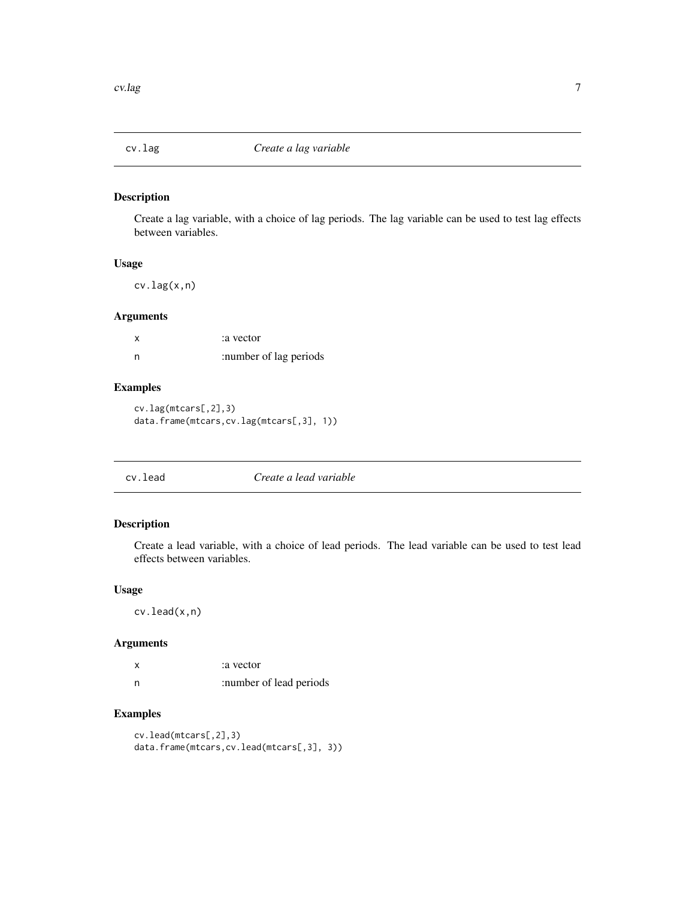## cv.lag — *Create a lag variable*

### Description

Create a lag variable, with a choice of lag periods. The lag variable can be used to test lag effects between variables.

### Usage

```
cv.lag(x,n)
```

### Arguments

| | |
|---|---|
| x | :a vector |
| n | :number of lag periods |

### Examples

```
cv.lag(mtcars[,2],3)
data.frame(mtcars,cv.lag(mtcars[,3], 1))
```

## cv.lead — *Create a lead variable*

### Description

Create a lead variable, with a choice of lead periods. The lead variable can be used to test lead effects between variables.

### Usage

```
cv.lead(x,n)
```

### Arguments

| | |
|---|---|
| x | :a vector |
| n | :number of lead periods |

### Examples

```
cv.lead(mtcars[,2],3)
data.frame(mtcars,cv.lead(mtcars[,3], 3))
```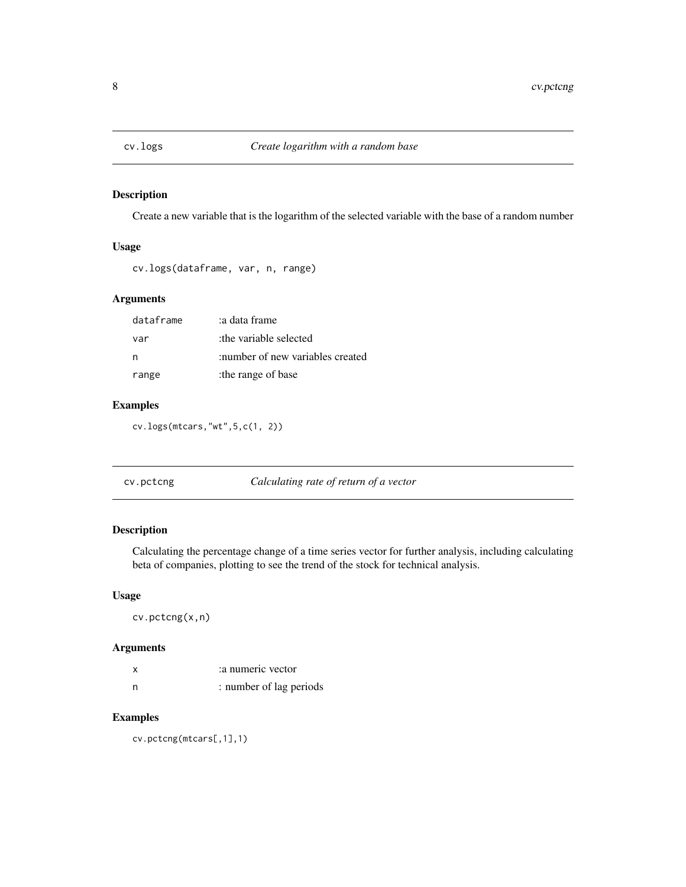## cv.logs *Create logarithm with a random base*

### Description

Create a new variable that is the logarithm of the selected variable with the base of a random number

### Usage

```
cv.logs(dataframe, var, n, range)
```

### Arguments

| | |
|---|---|
| dataframe | :a data frame |
| var | :the variable selected |
| n | :number of new variables created |
| range | :the range of base |

### Examples

```
cv.logs(mtcars,"wt",5,c(1, 2))
```

## cv.pctcng *Calculating rate of return of a vector*

### Description

Calculating the percentage change of a time series vector for further analysis, including calculating beta of companies, plotting to see the trend of the stock for technical analysis.

### Usage

```
cv.pctcng(x,n)
```

### Arguments

| | |
|---|---|
| x | :a numeric vector |
| n | : number of lag periods |

### Examples

```
cv.pctcng(mtcars[,1],1)
```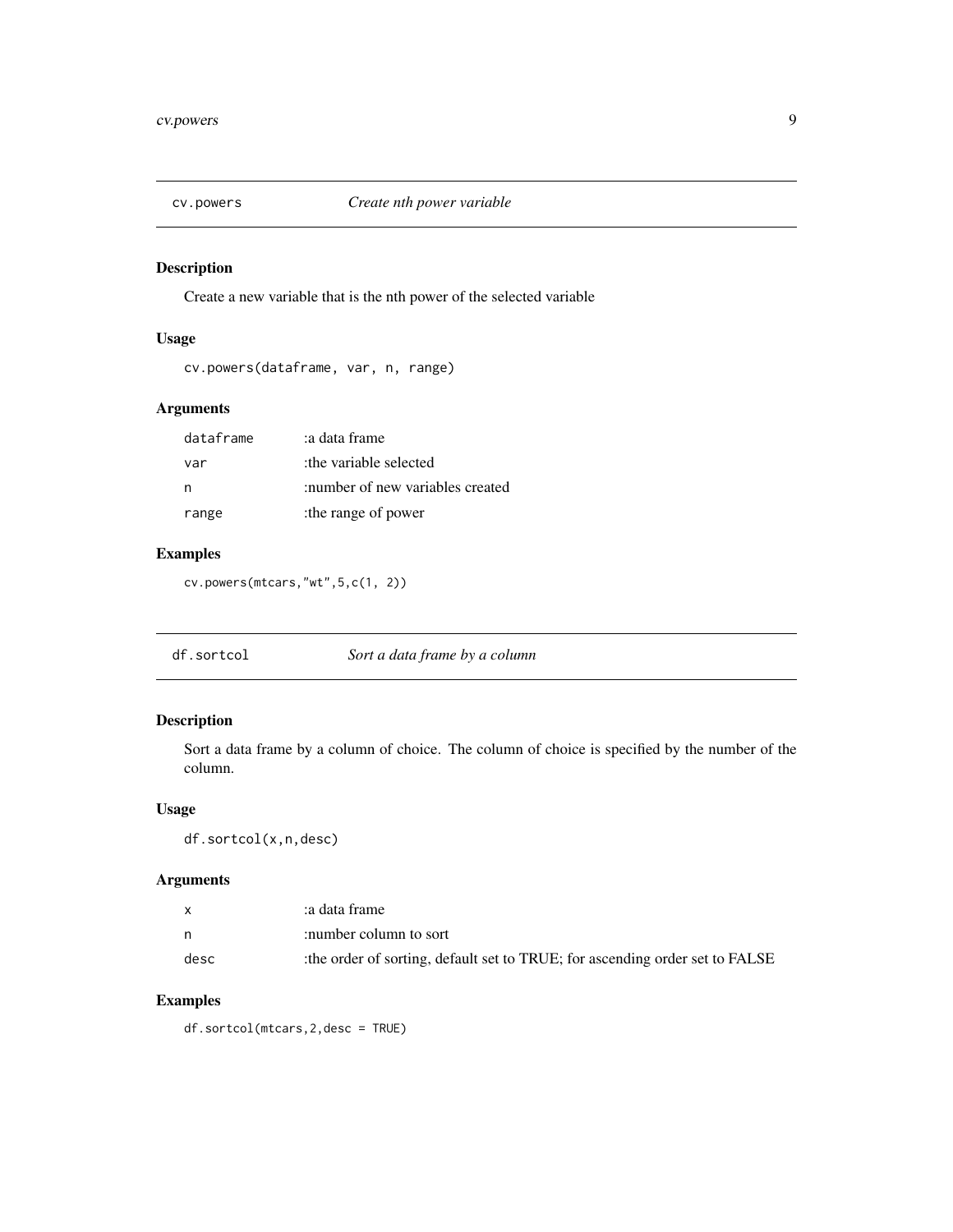## cv.powers — *Create nth power variable*

### Description

Create a new variable that is the nth power of the selected variable

### Usage

```
cv.powers(dataframe, var, n, range)
```

### Arguments

| | |
|---|---|
| dataframe | :a data frame |
| var | :the variable selected |
| n | :number of new variables created |
| range | :the range of power |

### Examples

```
cv.powers(mtcars,"wt",5,c(1, 2))
```

## df.sortcol — *Sort a data frame by a column*

### Description

Sort a data frame by a column of choice. The column of choice is specified by the number of the column.

### Usage

```
df.sortcol(x,n,desc)
```

### Arguments

| | |
|---|---|
| x | :a data frame |
| n | :number column to sort |
| desc | :the order of sorting, default set to TRUE; for ascending order set to FALSE |

### Examples

```
df.sortcol(mtcars,2,desc = TRUE)
```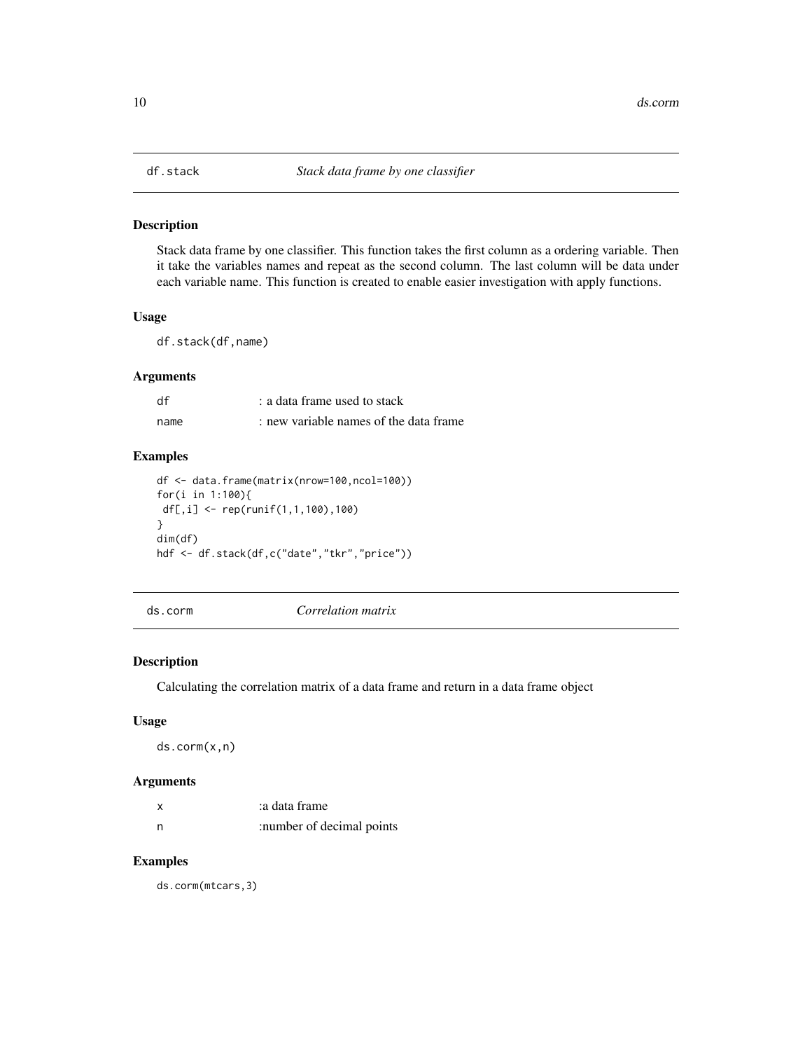## df.stack *Stack data frame by one classifier*

### Description

Stack data frame by one classifier. This function takes the first column as a ordering variable. Then it take the variables names and repeat as the second column. The last column will be data under each variable name. This function is created to enable easier investigation with apply functions.

### Usage

```
df.stack(df,name)
```

### Arguments

| | |
|---|---|
| df | : a data frame used to stack |
| name | : new variable names of the data frame |

### Examples

```
df <- data.frame(matrix(nrow=100,ncol=100))
for(i in 1:100){
 df[,i] <- rep(runif(1,1,100),100)
}
dim(df)
hdf <- df.stack(df,c("date","tkr","price"))
```

## ds.corm *Correlation matrix*

### Description

Calculating the correlation matrix of a data frame and return in a data frame object

### Usage

```
ds.corm(x,n)
```

### Arguments

| | |
|---|---|
| x | :a data frame |
| n | :number of decimal points |

### Examples

```
ds.corm(mtcars,3)
```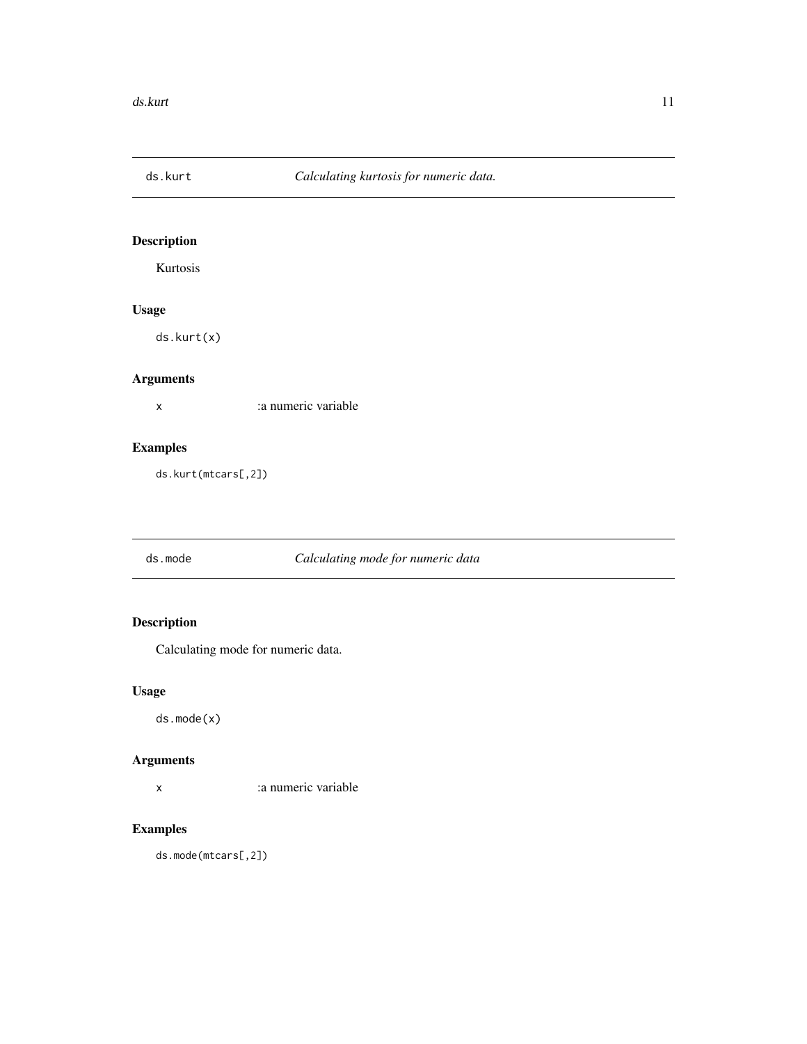## ds.kurt *Calculating kurtosis for numeric data.*

### Description

Kurtosis

### Usage

```
ds.kurt(x)
```

### Arguments

| | |
|---|---|
| x | :a numeric variable |

### Examples

```
ds.kurt(mtcars[,2])
```

## ds.mode *Calculating mode for numeric data*

### Description

Calculating mode for numeric data.

### Usage

```
ds.mode(x)
```

### Arguments

| | |
|---|---|
| x | :a numeric variable |

### Examples

```
ds.mode(mtcars[,2])
```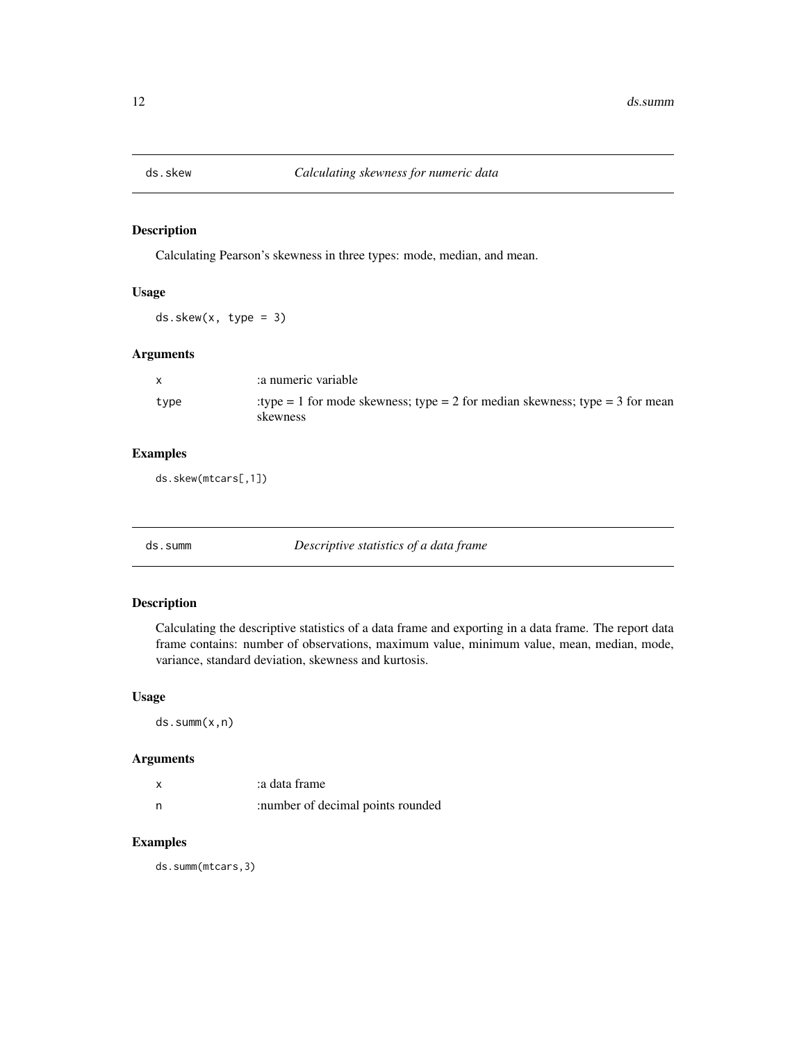## ds.skew — *Calculating skewness for numeric data*

### Description

Calculating Pearson's skewness in three types: mode, median, and mean.

### Usage

```
ds.skew(x, type = 3)
```

### Arguments

| | |
|---|---|
| x | :a numeric variable |
| type | :type = 1 for mode skewness; type = 2 for median skewness; type = 3 for mean skewness |

### Examples

```
ds.skew(mtcars[,1])
```

## ds.summ — *Descriptive statistics of a data frame*

### Description

Calculating the descriptive statistics of a data frame and exporting in a data frame. The report data frame contains: number of observations, maximum value, minimum value, mean, median, mode, variance, standard deviation, skewness and kurtosis.

### Usage

```
ds.summ(x,n)
```

### Arguments

| | |
|---|---|
| x | :a data frame |
| n | :number of decimal points rounded |

### Examples

```
ds.summ(mtcars,3)
```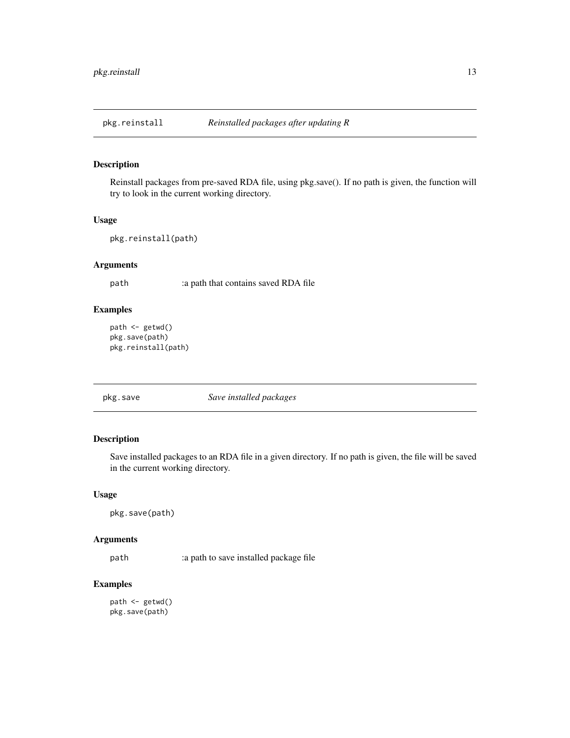## pkg.reinstall — *Reinstalled packages after updating R*

### Description

Reinstall packages from pre-saved RDA file, using pkg.save(). If no path is given, the function will try to look in the current working directory.

### Usage

```
pkg.reinstall(path)
```

### Arguments

| | |
|---|---|
| path | :a path that contains saved RDA file |

### Examples

```
path <- getwd()
pkg.save(path)
pkg.reinstall(path)
```

## pkg.save — *Save installed packages*

### Description

Save installed packages to an RDA file in a given directory. If no path is given, the file will be saved in the current working directory.

### Usage

```
pkg.save(path)
```

### Arguments

| | |
|---|---|
| path | :a path to save installed package file |

### Examples

```
path <- getwd()
pkg.save(path)
```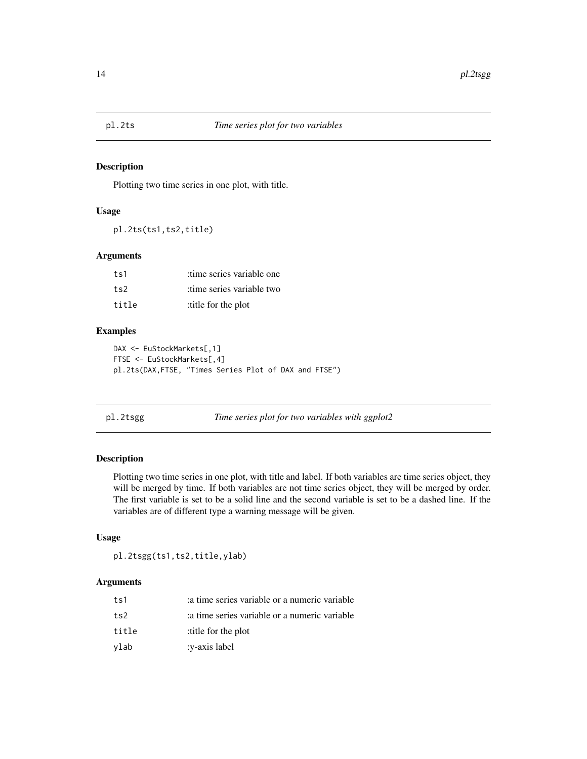## pl.2ts — *Time series plot for two variables*

### Description

Plotting two time series in one plot, with title.

### Usage

```
pl.2ts(ts1,ts2,title)
```

### Arguments

| | |
|---|---|
| ts1 | :time series variable one |
| ts2 | :time series variable two |
| title | :title for the plot |

### Examples

```
DAX <- EuStockMarkets[,1]
FTSE <- EuStockMarkets[,4]
pl.2ts(DAX,FTSE, "Times Series Plot of DAX and FTSE")
```

## pl.2tsgg — *Time series plot for two variables with ggplot2*

### Description

Plotting two time series in one plot, with title and label. If both variables are time series object, they will be merged by time. If both variables are not time series object, they will be merged by order. The first variable is set to be a solid line and the second variable is set to be a dashed line. If the variables are of different type a warning message will be given.

### Usage

```
pl.2tsgg(ts1,ts2,title,ylab)
```

### Arguments

| | |
|---|---|
| ts1 | :a time series variable or a numeric variable |
| ts2 | :a time series variable or a numeric variable |
| title | :title for the plot |
| ylab | :y-axis label |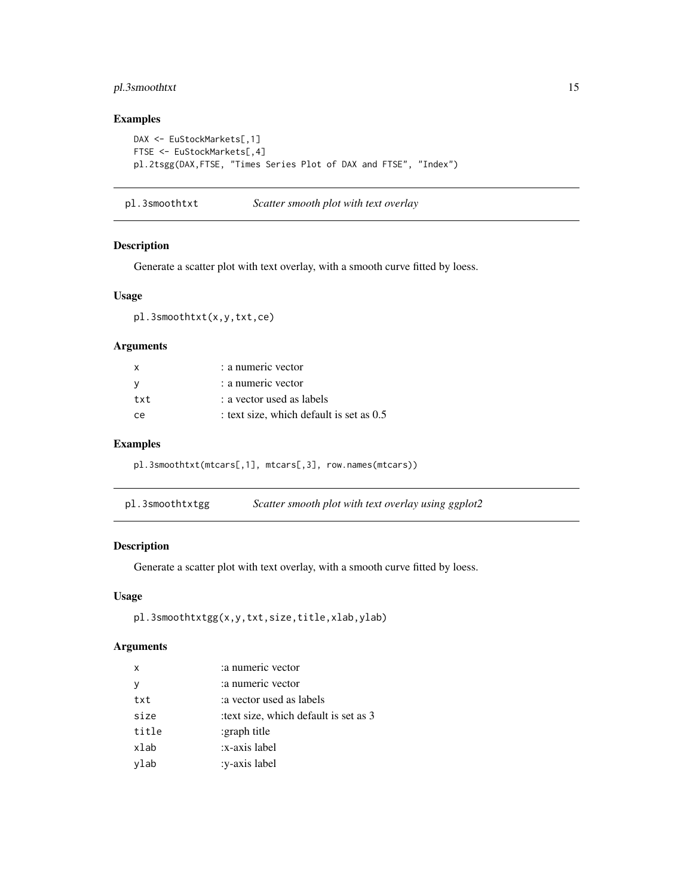## Examples

```
DAX <- EuStockMarkets[,1]
FTSE <- EuStockMarkets[,4]
pl.2tsgg(DAX,FTSE, "Times Series Plot of DAX and FTSE", "Index")
```

## pl.3smoothtxt — *Scatter smooth plot with text overlay*

### Description

Generate a scatter plot with text overlay, with a smooth curve fitted by loess.

### Usage

```
pl.3smoothtxt(x,y,txt,ce)
```

### Arguments

| | |
|---|---|
| x | : a numeric vector |
| y | : a numeric vector |
| txt | : a vector used as labels |
| ce | : text size, which default is set as 0.5 |

### Examples

```
pl.3smoothtxt(mtcars[,1], mtcars[,3], row.names(mtcars))
```

## pl.3smoothtxtgg — *Scatter smooth plot with text overlay using ggplot2*

### Description

Generate a scatter plot with text overlay, with a smooth curve fitted by loess.

### Usage

```
pl.3smoothtxtgg(x,y,txt,size,title,xlab,ylab)
```

### Arguments

| | |
|---|---|
| x | :a numeric vector |
| y | :a numeric vector |
| txt | :a vector used as labels |
| size | :text size, which default is set as 3 |
| title | :graph title |
| xlab | :x-axis label |
| ylab | :y-axis label |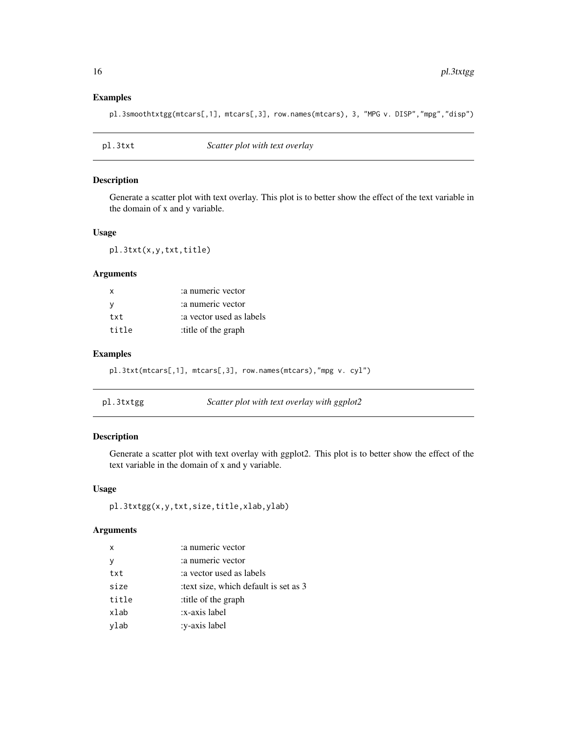## Examples

```
pl.3smoothtxtgg(mtcars[,1], mtcars[,3], row.names(mtcars), 3, "MPG v. DISP","mpg","disp")
```

---

## pl.3txt *Scatter plot with text overlay*

### Description

Generate a scatter plot with text overlay. This plot is to better show the effect of the text variable in the domain of x and y variable.

### Usage

```
pl.3txt(x,y,txt,title)
```

### Arguments

| | |
|---|---|
| x | :a numeric vector |
| y | :a numeric vector |
| txt | :a vector used as labels |
| title | :title of the graph |

### Examples

```
pl.3txt(mtcars[,1], mtcars[,3], row.names(mtcars),"mpg v. cyl")
```

---

## pl.3txtgg *Scatter plot with text overlay with ggplot2*

### Description

Generate a scatter plot with text overlay with ggplot2. This plot is to better show the effect of the text variable in the domain of x and y variable.

### Usage

```
pl.3txtgg(x,y,txt,size,title,xlab,ylab)
```

### Arguments

| | |
|---|---|
| x | :a numeric vector |
| y | :a numeric vector |
| txt | :a vector used as labels |
| size | :text size, which default is set as 3 |
| title | :title of the graph |
| xlab | :x-axis label |
| ylab | :y-axis label |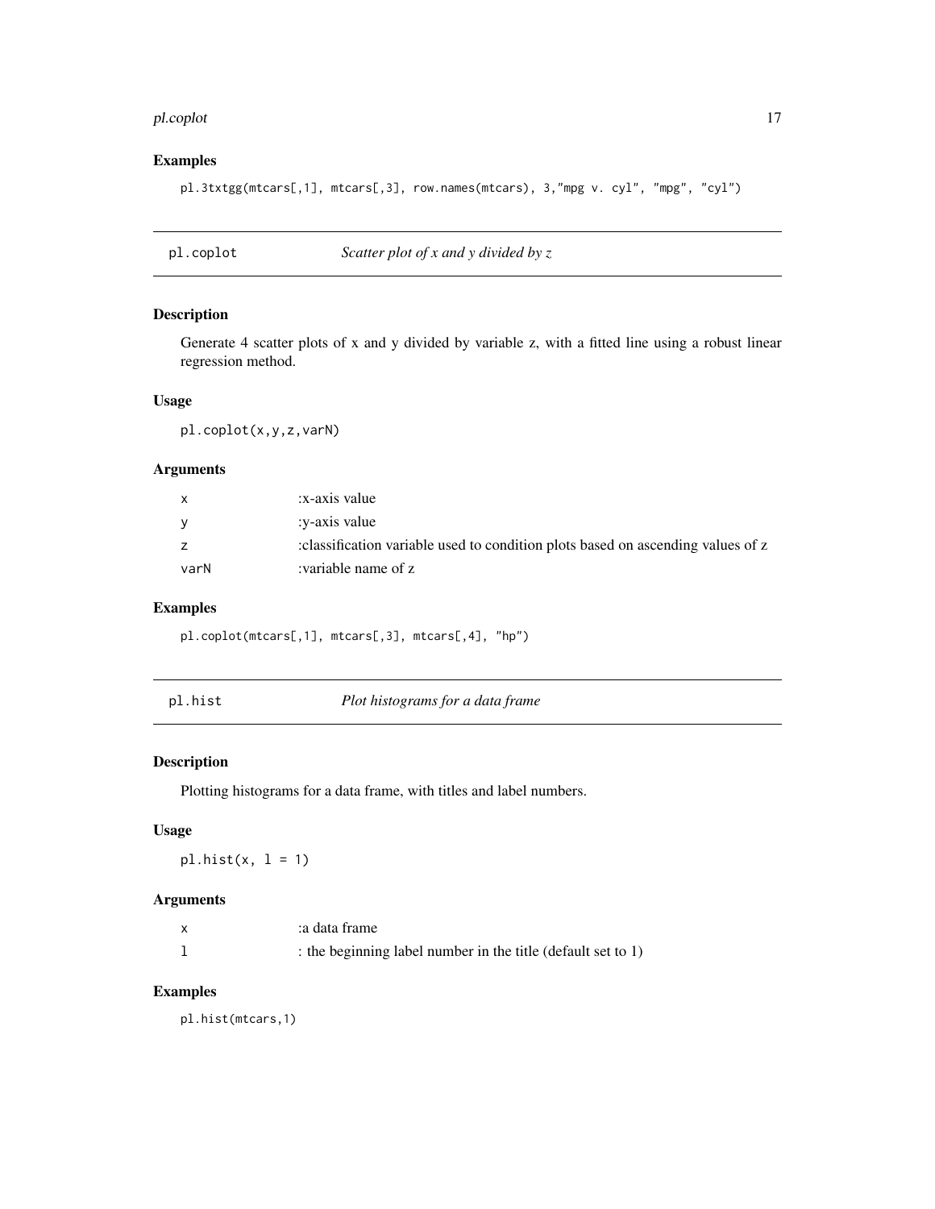## Examples

```
pl.3txtgg(mtcars[,1], mtcars[,3], row.names(mtcars), 3,"mpg v. cyl", "mpg", "cyl")
```

---

# pl.coplot — *Scatter plot of x and y divided by z*

## Description

Generate 4 scatter plots of x and y divided by variable z, with a fitted line using a robust linear regression method.

## Usage

```
pl.coplot(x,y,z,varN)
```

## Arguments

| | |
|---|---|
| x | :x-axis value |
| y | :y-axis value |
| z | :classification variable used to condition plots based on ascending values of z |
| varN | :variable name of z |

## Examples

```
pl.coplot(mtcars[,1], mtcars[,3], mtcars[,4], "hp")
```

---

# pl.hist — *Plot histograms for a data frame*

## Description

Plotting histograms for a data frame, with titles and label numbers.

## Usage

```
pl.hist(x, l = 1)
```

## Arguments

| | |
|---|---|
| x | :a data frame |
| l | : the beginning label number in the title (default set to 1) |

## Examples

```
pl.hist(mtcars,1)
```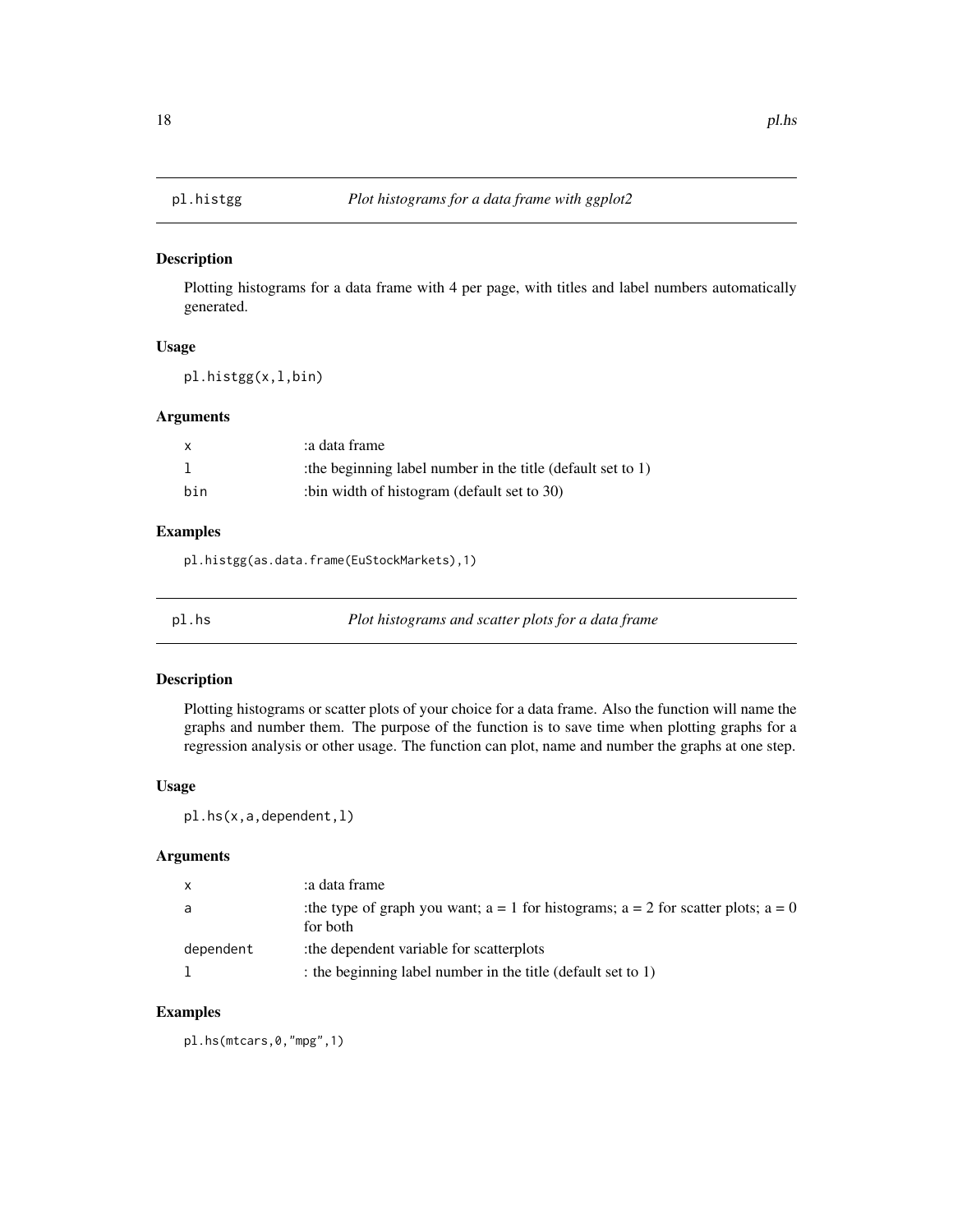## pl.histgg — *Plot histograms for a data frame with ggplot2*

### Description

Plotting histograms for a data frame with 4 per page, with titles and label numbers automatically generated.

### Usage

```
pl.histgg(x,l,bin)
```

### Arguments

| | |
|---|---|
| x | :a data frame |
| l | :the beginning label number in the title (default set to 1) |
| bin | :bin width of histogram (default set to 30) |

### Examples

```
pl.histgg(as.data.frame(EuStockMarkets),1)
```

## pl.hs — *Plot histograms and scatter plots for a data frame*

### Description

Plotting histograms or scatter plots of your choice for a data frame. Also the function will name the graphs and number them. The purpose of the function is to save time when plotting graphs for a regression analysis or other usage. The function can plot, name and number the graphs at one step.

### Usage

```
pl.hs(x,a,dependent,l)
```

### Arguments

| | |
|---|---|
| x | :a data frame |
| a | :the type of graph you want; a = 1 for histograms; a = 2 for scatter plots; a = 0 for both |
| dependent | :the dependent variable for scatterplots |
| l | : the beginning label number in the title (default set to 1) |

### Examples

```
pl.hs(mtcars,0,"mpg",1)
```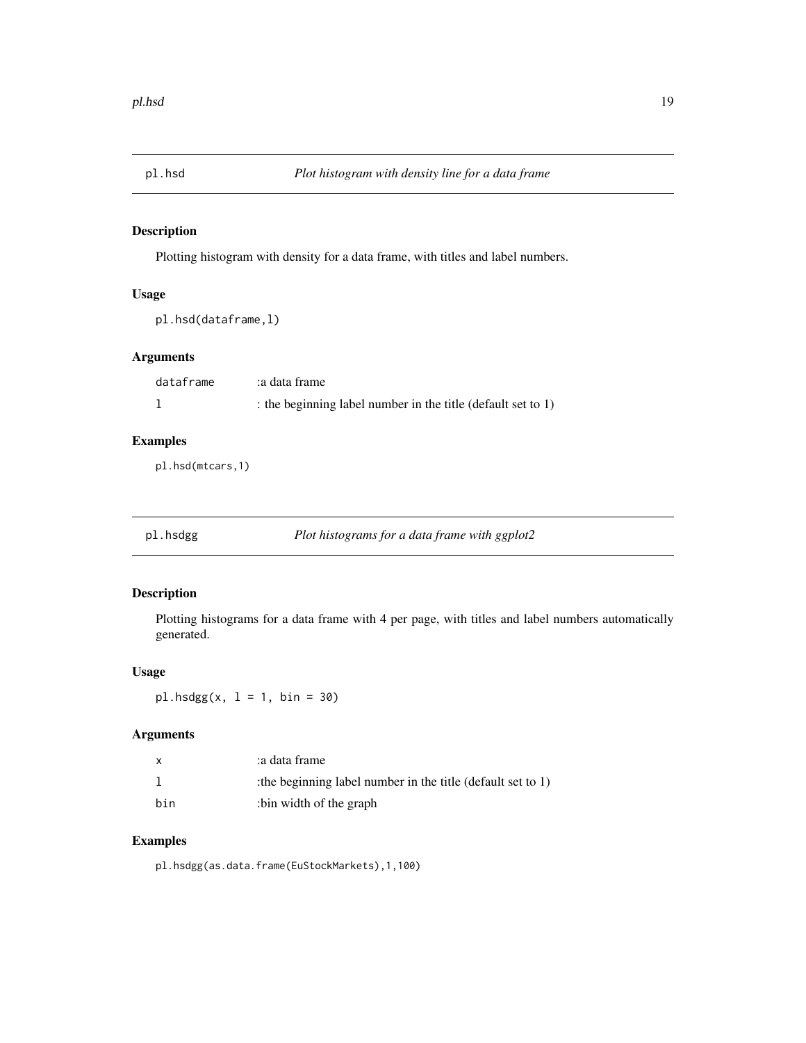## pl.hsd *Plot histogram with density line for a data frame*

### Description

Plotting histogram with density for a data frame, with titles and label numbers.

### Usage

```
pl.hsd(dataframe,l)
```

### Arguments

| | |
|---|---|
| dataframe | :a data frame |
| l | : the beginning label number in the title (default set to 1) |

### Examples

```
pl.hsd(mtcars,1)
```

## pl.hsdgg *Plot histograms for a data frame with ggplot2*

### Description

Plotting histograms for a data frame with 4 per page, with titles and label numbers automatically generated.

### Usage

```
pl.hsdgg(x, l = 1, bin = 30)
```

### Arguments

| | |
|---|---|
| x | :a data frame |
| l | :the beginning label number in the title (default set to 1) |
| bin | :bin width of the graph |

### Examples

```
pl.hsdgg(as.data.frame(EuStockMarkets),1,100)
```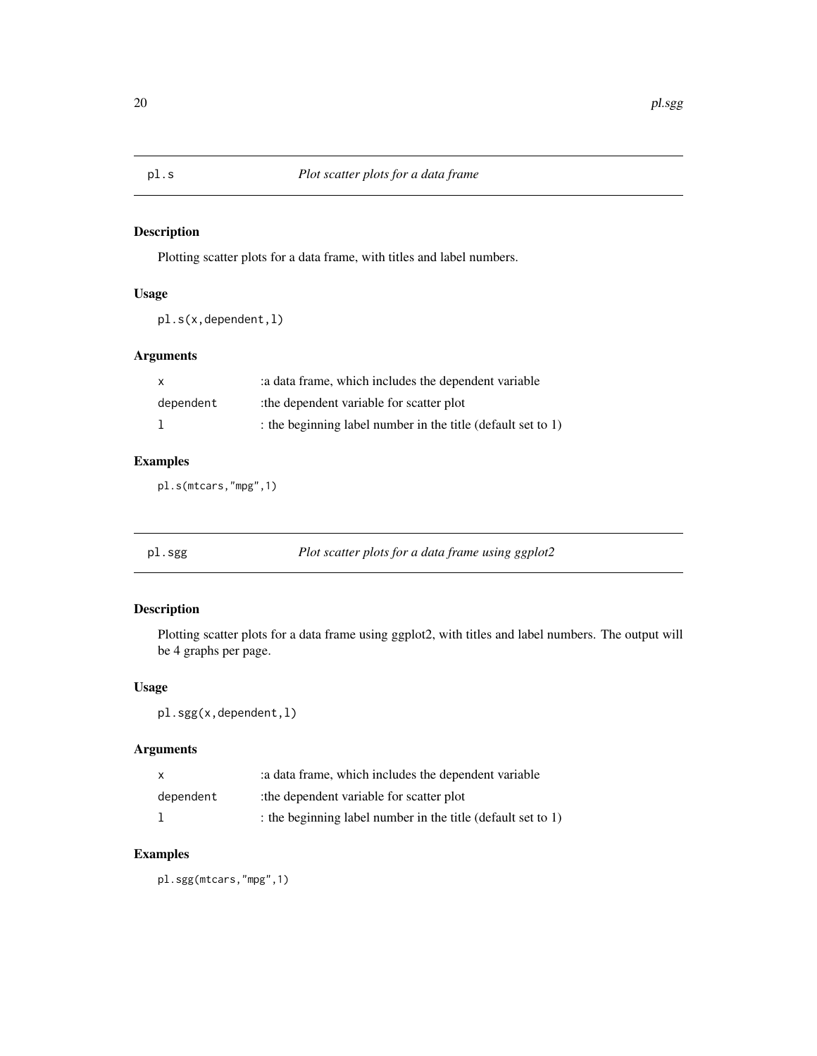## pl.s *Plot scatter plots for a data frame*

### Description

Plotting scatter plots for a data frame, with titles and label numbers.

### Usage

```
pl.s(x,dependent,l)
```

### Arguments

| | |
|---|---|
| x | :a data frame, which includes the dependent variable |
| dependent | :the dependent variable for scatter plot |
| l | : the beginning label number in the title (default set to 1) |

### Examples

```
pl.s(mtcars,"mpg",1)
```

## pl.sgg *Plot scatter plots for a data frame using ggplot2*

### Description

Plotting scatter plots for a data frame using ggplot2, with titles and label numbers. The output will be 4 graphs per page.

### Usage

```
pl.sgg(x,dependent,l)
```

### Arguments

| | |
|---|---|
| x | :a data frame, which includes the dependent variable |
| dependent | :the dependent variable for scatter plot |
| l | : the beginning label number in the title (default set to 1) |

### Examples

```
pl.sgg(mtcars,"mpg",1)
```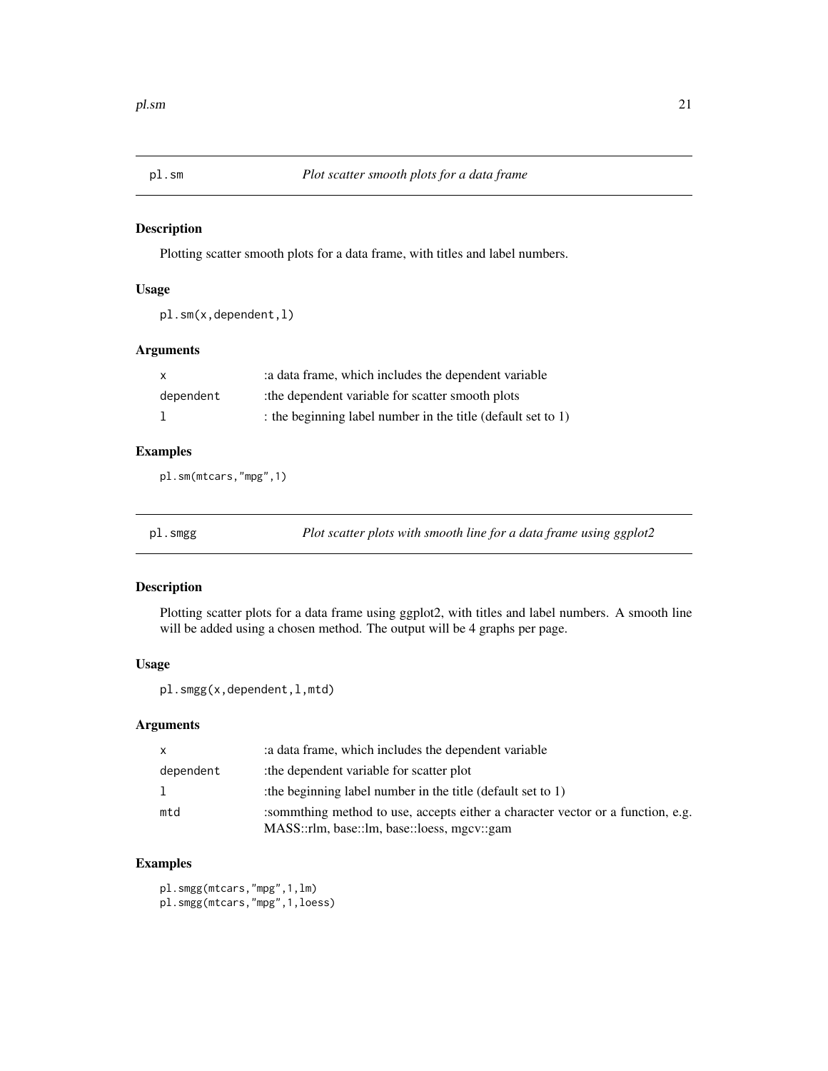## pl.sm — *Plot scatter smooth plots for a data frame*

### Description

Plotting scatter smooth plots for a data frame, with titles and label numbers.

### Usage

```
pl.sm(x,dependent,l)
```

### Arguments

| | |
|---|---|
| x | :a data frame, which includes the dependent variable |
| dependent | :the dependent variable for scatter smooth plots |
| l | : the beginning label number in the title (default set to 1) |

### Examples

```
pl.sm(mtcars,"mpg",1)
```

## pl.smgg — *Plot scatter plots with smooth line for a data frame using ggplot2*

### Description

Plotting scatter plots for a data frame using ggplot2, with titles and label numbers. A smooth line will be added using a chosen method. The output will be 4 graphs per page.

### Usage

```
pl.smgg(x,dependent,l,mtd)
```

### Arguments

| | |
|---|---|
| x | :a data frame, which includes the dependent variable |
| dependent | :the dependent variable for scatter plot |
| l | :the beginning label number in the title (default set to 1) |
| mtd | :sommthing method to use, accepts either a character vector or a function, e.g. MASS::rlm, base::lm, base::loess, mgcv::gam |

### Examples

```
pl.smgg(mtcars,"mpg",1,lm)
pl.smgg(mtcars,"mpg",1,loess)
```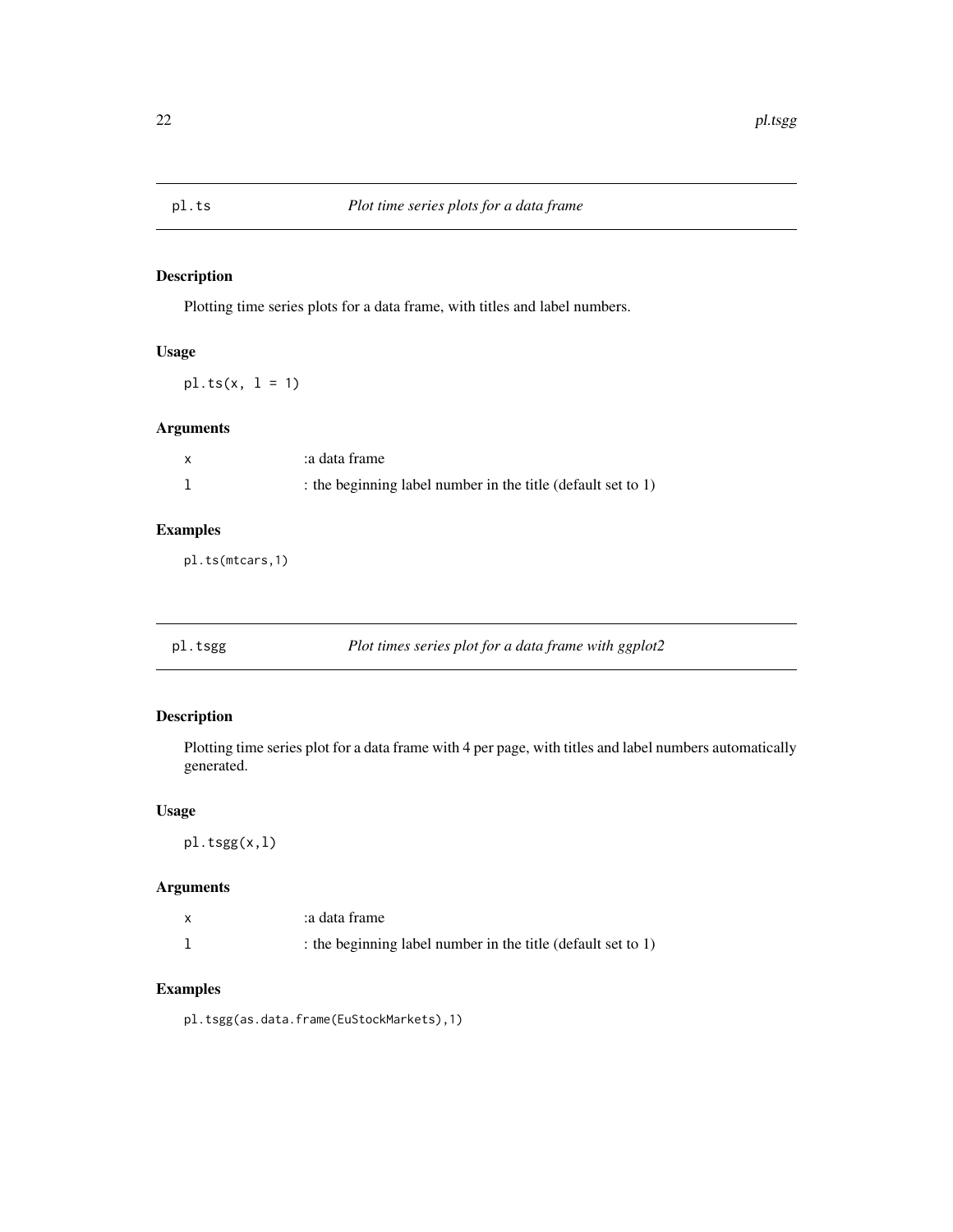## pl.ts *Plot time series plots for a data frame*

### Description

Plotting time series plots for a data frame, with titles and label numbers.

### Usage

```
pl.ts(x, l = 1)
```

### Arguments

| | |
|---|---|
| x | :a data frame |
| l | : the beginning label number in the title (default set to 1) |

### Examples

```
pl.ts(mtcars,1)
```

## pl.tsgg *Plot times series plot for a data frame with ggplot2*

### Description

Plotting time series plot for a data frame with 4 per page, with titles and label numbers automatically generated.

### Usage

```
pl.tsgg(x,l)
```

### Arguments

| | |
|---|---|
| x | :a data frame |
| l | : the beginning label number in the title (default set to 1) |

### Examples

```
pl.tsgg(as.data.frame(EuStockMarkets),1)
```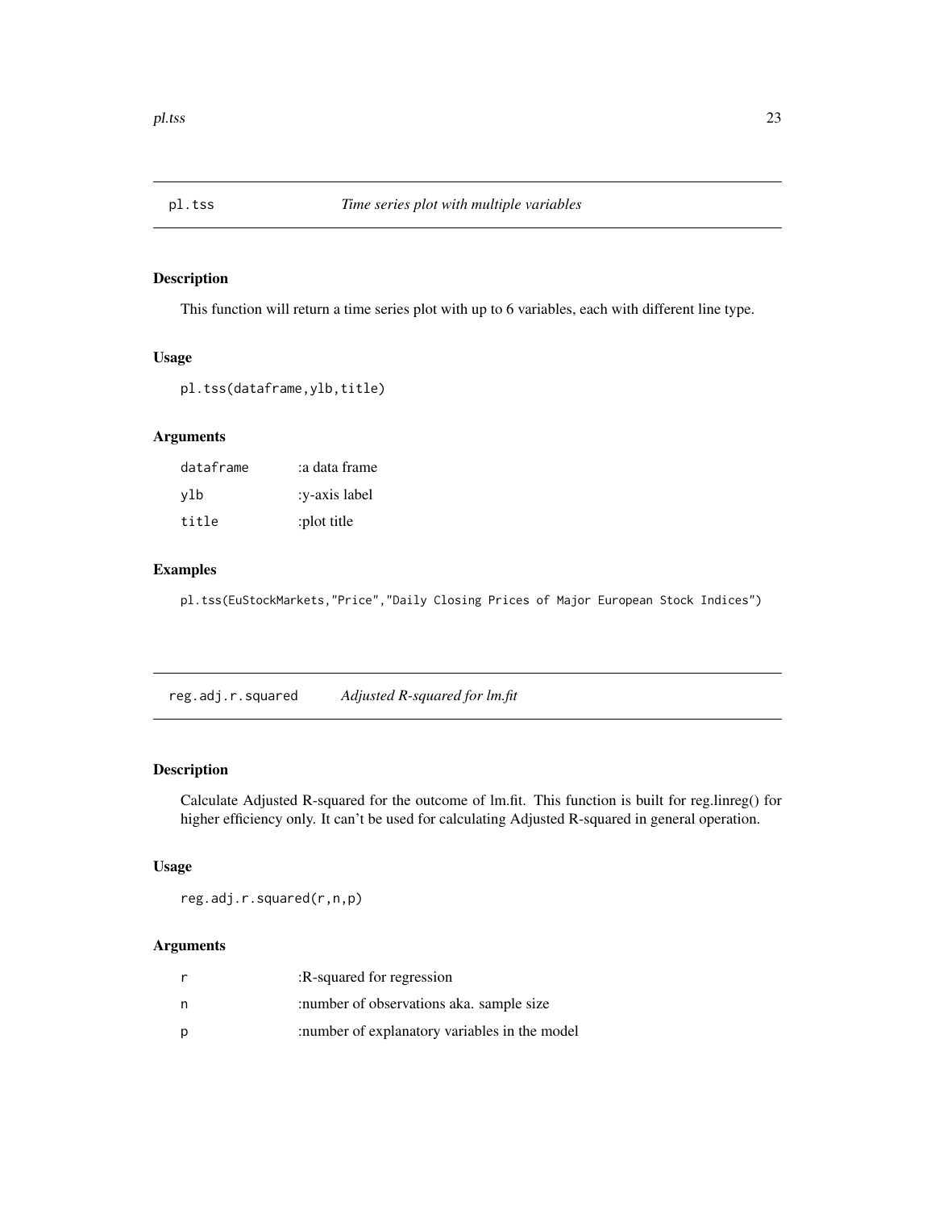## pl.tss *Time series plot with multiple variables*

### Description

This function will return a time series plot with up to 6 variables, each with different line type.

### Usage

```
pl.tss(dataframe,ylb,title)
```

### Arguments

| | |
|---|---|
| `dataframe` | :a data frame |
| `ylb` | :y-axis label |
| `title` | :plot title |

### Examples

```
pl.tss(EuStockMarkets,"Price","Daily Closing Prices of Major European Stock Indices")
```

## reg.adj.r.squared *Adjusted R-squared for lm.fit*

### Description

Calculate Adjusted R-squared for the outcome of lm.fit. This function is built for reg.linreg() for higher efficiency only. It can't be used for calculating Adjusted R-squared in general operation.

### Usage

```
reg.adj.r.squared(r,n,p)
```

### Arguments

| | |
|---|---|
| `r` | :R-squared for regression |
| `n` | :number of observations aka. sample size |
| `p` | :number of explanatory variables in the model |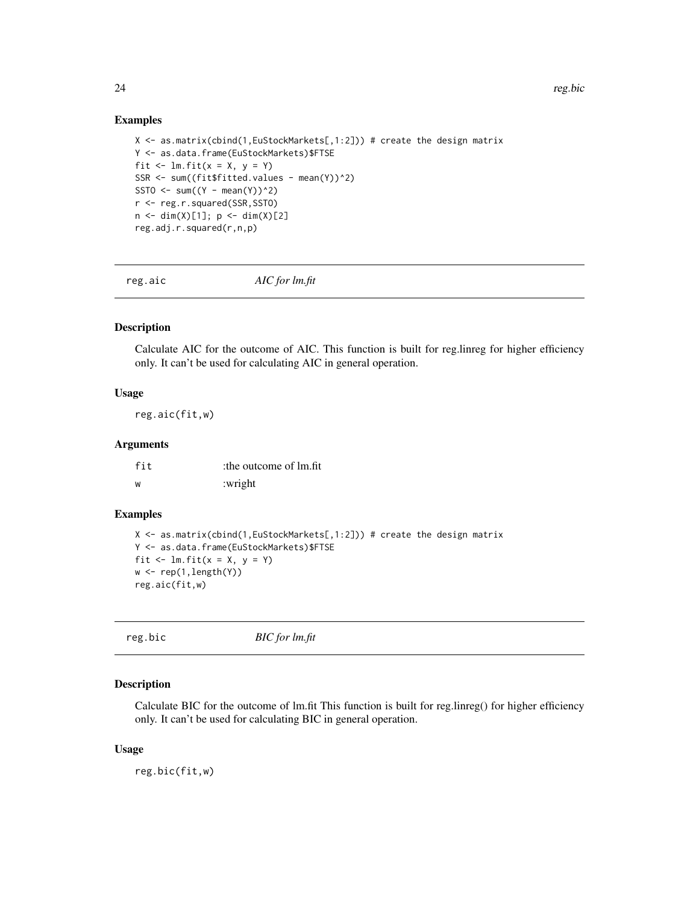### Examples

```
X <- as.matrix(cbind(1,EuStockMarkets[,1:2])) # create the design matrix
Y <- as.data.frame(EuStockMarkets)$FTSE
fit <- lm.fit(x = X, y = Y)
SSR <- sum((fit$fitted.values - mean(Y))^2)
SSTO <- sum((Y - mean(Y))^2)
r <- reg.r.squared(SSR,SSTO)
n <- dim(X)[1]; p <- dim(X)[2]
reg.adj.r.squared(r,n,p)
```

---

## reg.aic &nbsp;&nbsp;&nbsp;&nbsp;&nbsp;&nbsp;&nbsp;&nbsp; *AIC for lm.fit*

---

### Description

Calculate AIC for the outcome of AIC. This function is built for reg.linreg for higher efficiency only. It can't be used for calculating AIC in general operation.

### Usage

```
reg.aic(fit,w)
```

### Arguments

| | |
|---|---|
| fit | :the outcome of lm.fit |
| w | :wright |

### Examples

```
X <- as.matrix(cbind(1,EuStockMarkets[,1:2])) # create the design matrix
Y <- as.data.frame(EuStockMarkets)$FTSE
fit <- lm.fit(x = X, y = Y)
w <- rep(1,length(Y))
reg.aic(fit,w)
```

---

## reg.bic &nbsp;&nbsp;&nbsp;&nbsp;&nbsp;&nbsp;&nbsp;&nbsp; *BIC for lm.fit*

---

### Description

Calculate BIC for the outcome of lm.fit This function is built for reg.linreg() for higher efficiency only. It can't be used for calculating BIC in general operation.

### Usage

```
reg.bic(fit,w)
```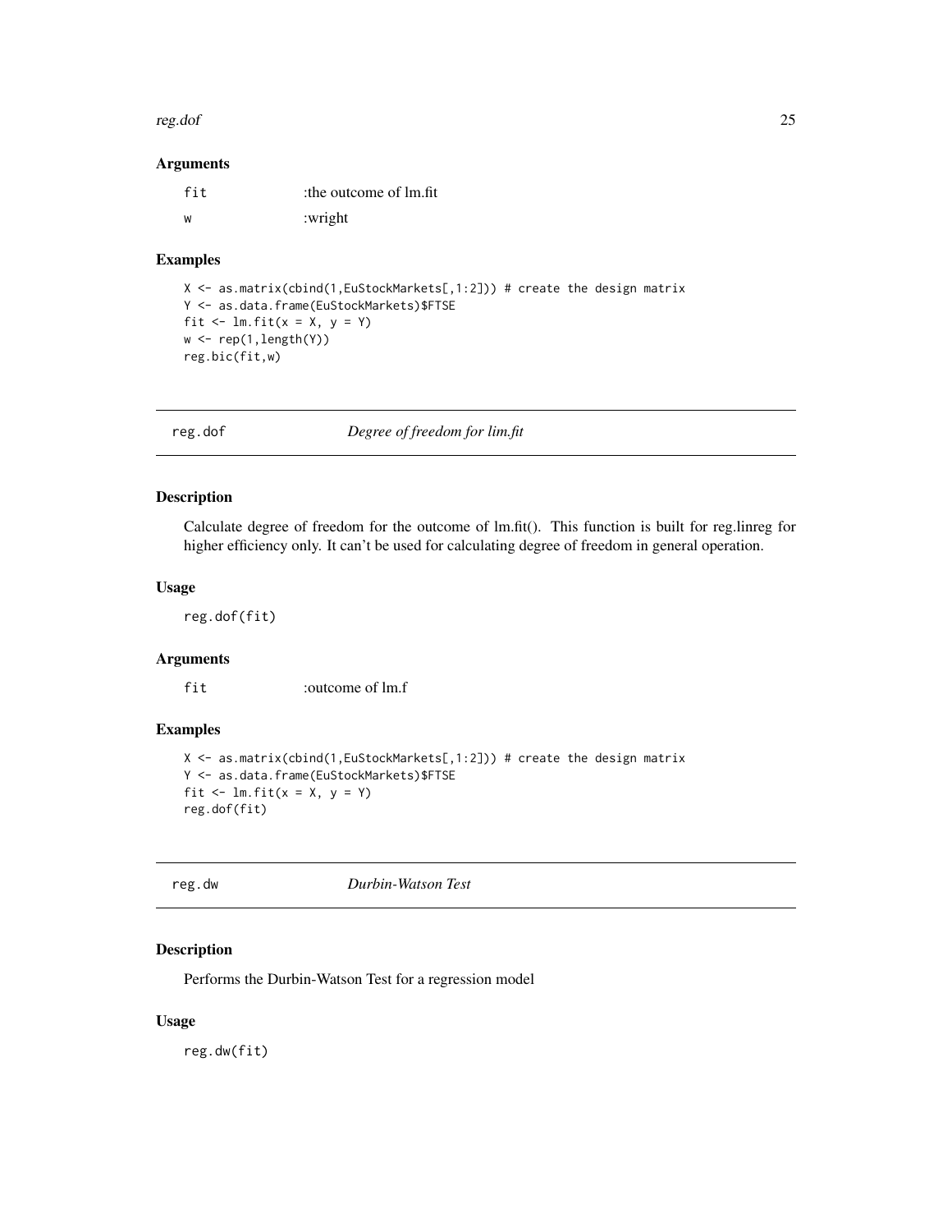### Arguments

| | |
|---|---|
| fit | :the outcome of lm.fit |
| w | :wright |

### Examples

```
X <- as.matrix(cbind(1,EuStockMarkets[,1:2])) # create the design matrix
Y <- as.data.frame(EuStockMarkets)$FTSE
fit <- lm.fit(x = X, y = Y)
w <- rep(1,length(Y))
reg.bic(fit,w)
```

---

## reg.dof — *Degree of freedom for lim.fit*

### Description

Calculate degree of freedom for the outcome of lm.fit(). This function is built for reg.linreg for higher efficiency only. It can't be used for calculating degree of freedom in general operation.

### Usage

```
reg.dof(fit)
```

### Arguments

| | |
|---|---|
| fit | :outcome of lm.f |

### Examples

```
X <- as.matrix(cbind(1,EuStockMarkets[,1:2])) # create the design matrix
Y <- as.data.frame(EuStockMarkets)$FTSE
fit <- lm.fit(x = X, y = Y)
reg.dof(fit)
```

---

## reg.dw — *Durbin-Watson Test*

### Description

Performs the Durbin-Watson Test for a regression model

### Usage

```
reg.dw(fit)
```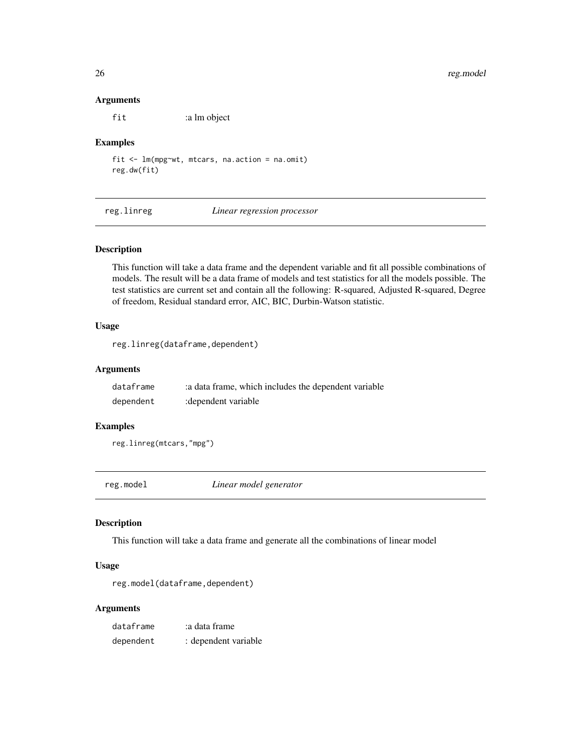### Arguments

| | |
|---|---|
| `fit` | :a lm object |

### Examples

```
fit <- lm(mpg~wt, mtcars, na.action = na.omit)
reg.dw(fit)
```

## reg.linreg — *Linear regression processor*

### Description

This function will take a data frame and the dependent variable and fit all possible combinations of models. The result will be a data frame of models and test statistics for all the models possible. The test statistics are current set and contain all the following: R-squared, Adjusted R-squared, Degree of freedom, Residual standard error, AIC, BIC, Durbin-Watson statistic.

### Usage

```
reg.linreg(dataframe,dependent)
```

### Arguments

| | |
|---|---|
| `dataframe` | :a data frame, which includes the dependent variable |
| `dependent` | :dependent variable |

### Examples

```
reg.linreg(mtcars,"mpg")
```

## reg.model — *Linear model generator*

### Description

This function will take a data frame and generate all the combinations of linear model

### Usage

```
reg.model(dataframe,dependent)
```

### Arguments

| | |
|---|---|
| `dataframe` | :a data frame |
| `dependent` | : dependent variable |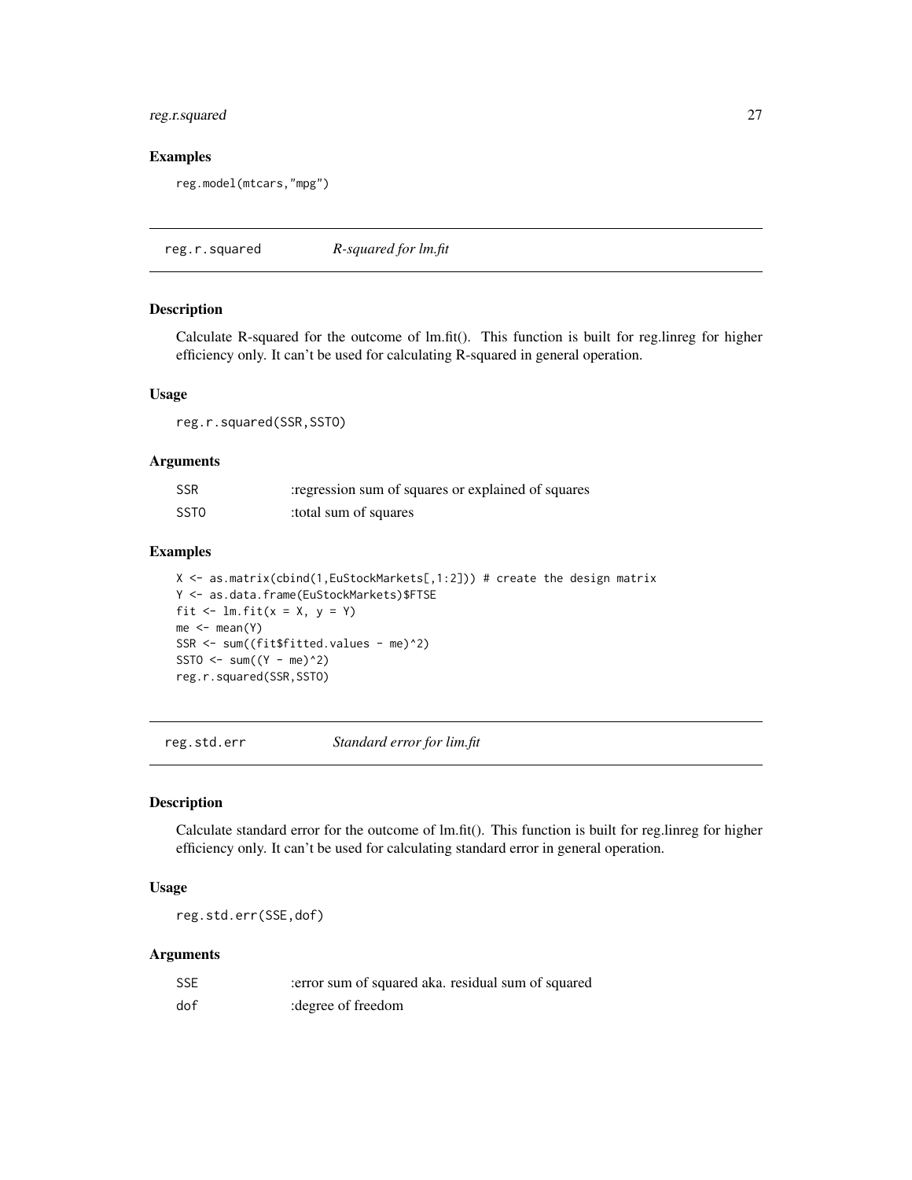### Examples

```
reg.model(mtcars,"mpg")
```

## reg.r.squared    *R-squared for lm.fit*

### Description

Calculate R-squared for the outcome of lm.fit(). This function is built for reg.linreg for higher efficiency only. It can't be used for calculating R-squared in general operation.

### Usage

```
reg.r.squared(SSR,SSTO)
```

### Arguments

| | |
|---|---|
| SSR | :regression sum of squares or explained of squares |
| SSTO | :total sum of squares |

### Examples

```
X <- as.matrix(cbind(1,EuStockMarkets[,1:2])) # create the design matrix
Y <- as.data.frame(EuStockMarkets)$FTSE
fit <- lm.fit(x = X, y = Y)
me <- mean(Y)
SSR <- sum((fit$fitted.values - me)^2)
SSTO <- sum((Y - me)^2)
reg.r.squared(SSR,SSTO)
```

## reg.std.err    *Standard error for lim.fit*

### Description

Calculate standard error for the outcome of lm.fit(). This function is built for reg.linreg for higher efficiency only. It can't be used for calculating standard error in general operation.

### Usage

```
reg.std.err(SSE,dof)
```

### Arguments

| | |
|---|---|
| SSE | :error sum of squared aka. residual sum of squared |
| dof | :degree of freedom |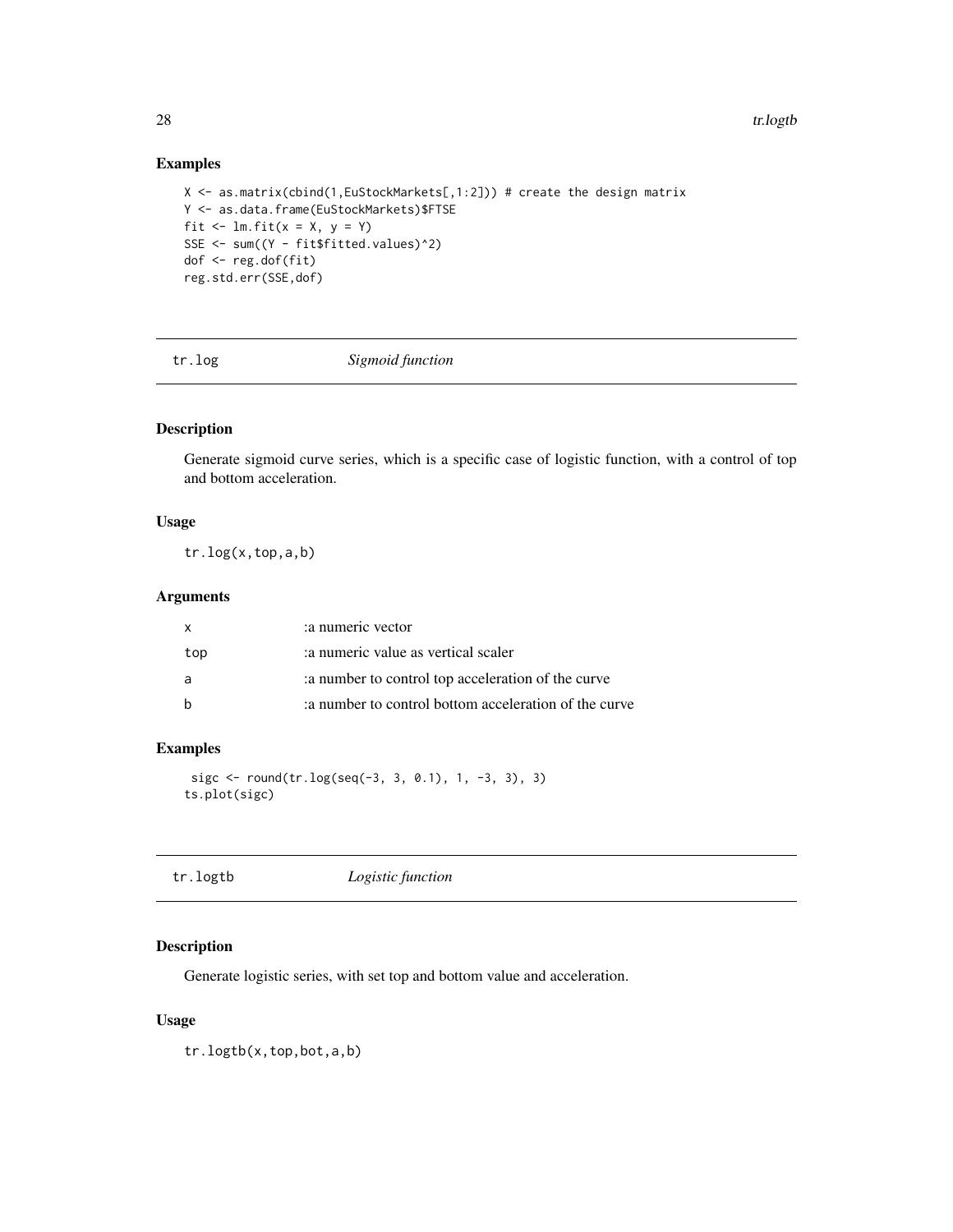## Examples

```
X <- as.matrix(cbind(1,EuStockMarkets[,1:2])) # create the design matrix
Y <- as.data.frame(EuStockMarkets)$FTSE
fit <- lm.fit(x = X, y = Y)
SSE <- sum((Y - fit$fitted.values)^2)
dof <- reg.dof(fit)
reg.std.err(SSE,dof)
```

---

# tr.log *Sigmoid function*

---

## Description

Generate sigmoid curve series, which is a specific case of logistic function, with a control of top and bottom acceleration.

## Usage

```
tr.log(x,top,a,b)
```

## Arguments

| | |
|---|---|
| x | :a numeric vector |
| top | :a numeric value as vertical scaler |
| a | :a number to control top acceleration of the curve |
| b | :a number to control bottom acceleration of the curve |

## Examples

```
 sigc <- round(tr.log(seq(-3, 3, 0.1), 1, -3, 3), 3)
ts.plot(sigc)
```

---

# tr.logtb *Logistic function*

---

## Description

Generate logistic series, with set top and bottom value and acceleration.

## Usage

```
tr.logtb(x,top,bot,a,b)
```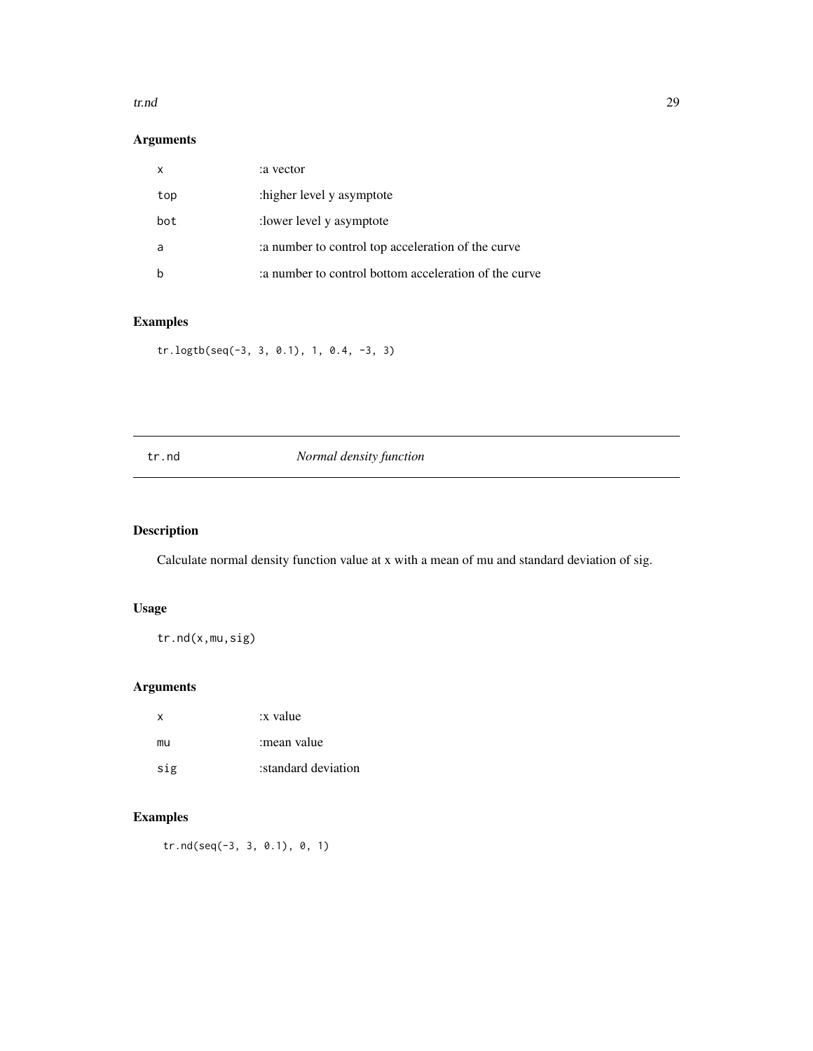## Arguments

| | |
|---|---|
| x | :a vector |
| top | :higher level y asymptote |
| bot | :lower level y asymptote |
| a | :a number to control top acceleration of the curve |
| b | :a number to control bottom acceleration of the curve |

## Examples

```
tr.logtb(seq(-3, 3, 0.1), 1, 0.4, -3, 3)
```

---

# tr.nd *Normal density function*

## Description

Calculate normal density function value at x with a mean of mu and standard deviation of sig.

## Usage

```
tr.nd(x,mu,sig)
```

## Arguments

| | |
|---|---|
| x | :x value |
| mu | :mean value |
| sig | :standard deviation |

## Examples

```
tr.nd(seq(-3, 3, 0.1), 0, 1)
```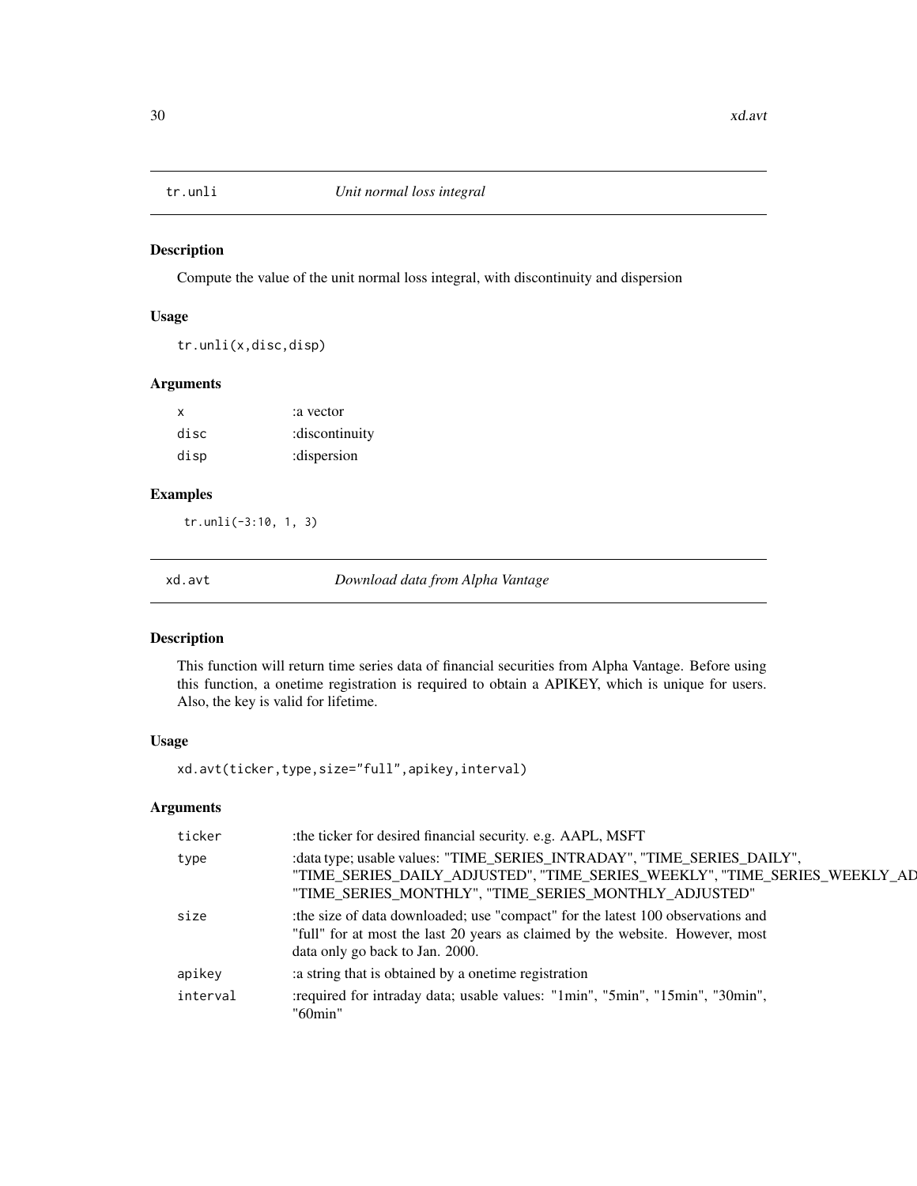## tr.unli *Unit normal loss integral*

### Description

Compute the value of the unit normal loss integral, with discontinuity and dispersion

### Usage

```
tr.unli(x,disc,disp)
```

### Arguments

| | |
|---|---|
| x | :a vector |
| disc | :discontinuity |
| disp | :dispersion |

### Examples

```
tr.unli(-3:10, 1, 3)
```

## xd.avt *Download data from Alpha Vantage*

### Description

This function will return time series data of financial securities from Alpha Vantage. Before using this function, a onetime registration is required to obtain a APIKEY, which is unique for users. Also, the key is valid for lifetime.

### Usage

```
xd.avt(ticker,type,size="full",apikey,interval)
```

### Arguments

| | |
|---|---|
| ticker | :the ticker for desired financial security. e.g. AAPL, MSFT |
| type | :data type; usable values: "TIME_SERIES_INTRADAY", "TIME_SERIES_DAILY", "TIME_SERIES_DAILY_ADJUSTED", "TIME_SERIES_WEEKLY", "TIME_SERIES_WEEKLY_AD "TIME_SERIES_MONTHLY", "TIME_SERIES_MONTHLY_ADJUSTED" |
| size | :the size of data downloaded; use "compact" for the latest 100 observations and "full" for at most the last 20 years as claimed by the website. However, most data only go back to Jan. 2000. |
| apikey | :a string that is obtained by a onetime registration |
| interval | :required for intraday data; usable values: "1min", "5min", "15min", "30min", "60min" |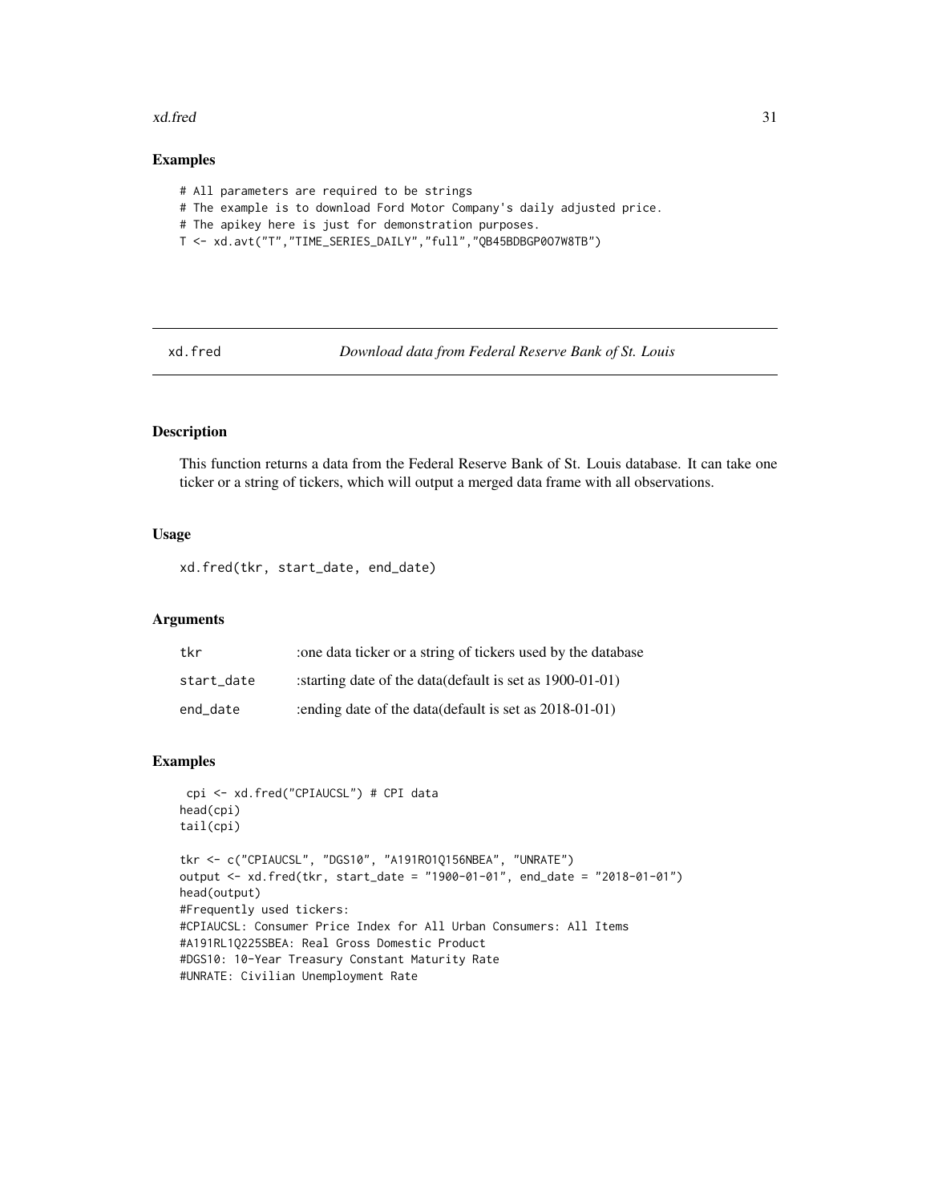## Examples

```
# All parameters are required to be strings
# The example is to download Ford Motor Company's daily adjusted price.
# The apikey here is just for demonstration purposes.
T <- xd.avt("T","TIME_SERIES_DAILY","full","QB45BDBGP0O7W8TB")
```

---

xd.fred &nbsp;&nbsp;&nbsp;&nbsp;&nbsp;&nbsp;&nbsp;&nbsp; *Download data from Federal Reserve Bank of St. Louis*

---

## Description

This function returns a data from the Federal Reserve Bank of St. Louis database. It can take one ticker or a string of tickers, which will output a merged data frame with all observations.

## Usage

```
xd.fred(tkr, start_date, end_date)
```

## Arguments

| | |
|---|---|
| tkr | :one data ticker or a string of tickers used by the database |
| start_date | :starting date of the data(default is set as 1900-01-01) |
| end_date | :ending date of the data(default is set as 2018-01-01) |

## Examples

```
 cpi <- xd.fred("CPIAUCSL") # CPI data
head(cpi)
tail(cpi)

tkr <- c("CPIAUCSL", "DGS10", "A191RO1Q156NBEA", "UNRATE")
output <- xd.fred(tkr, start_date = "1900-01-01", end_date = "2018-01-01")
head(output)
#Frequently used tickers:
#CPIAUCSL: Consumer Price Index for All Urban Consumers: All Items
#A191RL1Q225SBEA: Real Gross Domestic Product
#DGS10: 10-Year Treasury Constant Maturity Rate
#UNRATE: Civilian Unemployment Rate
```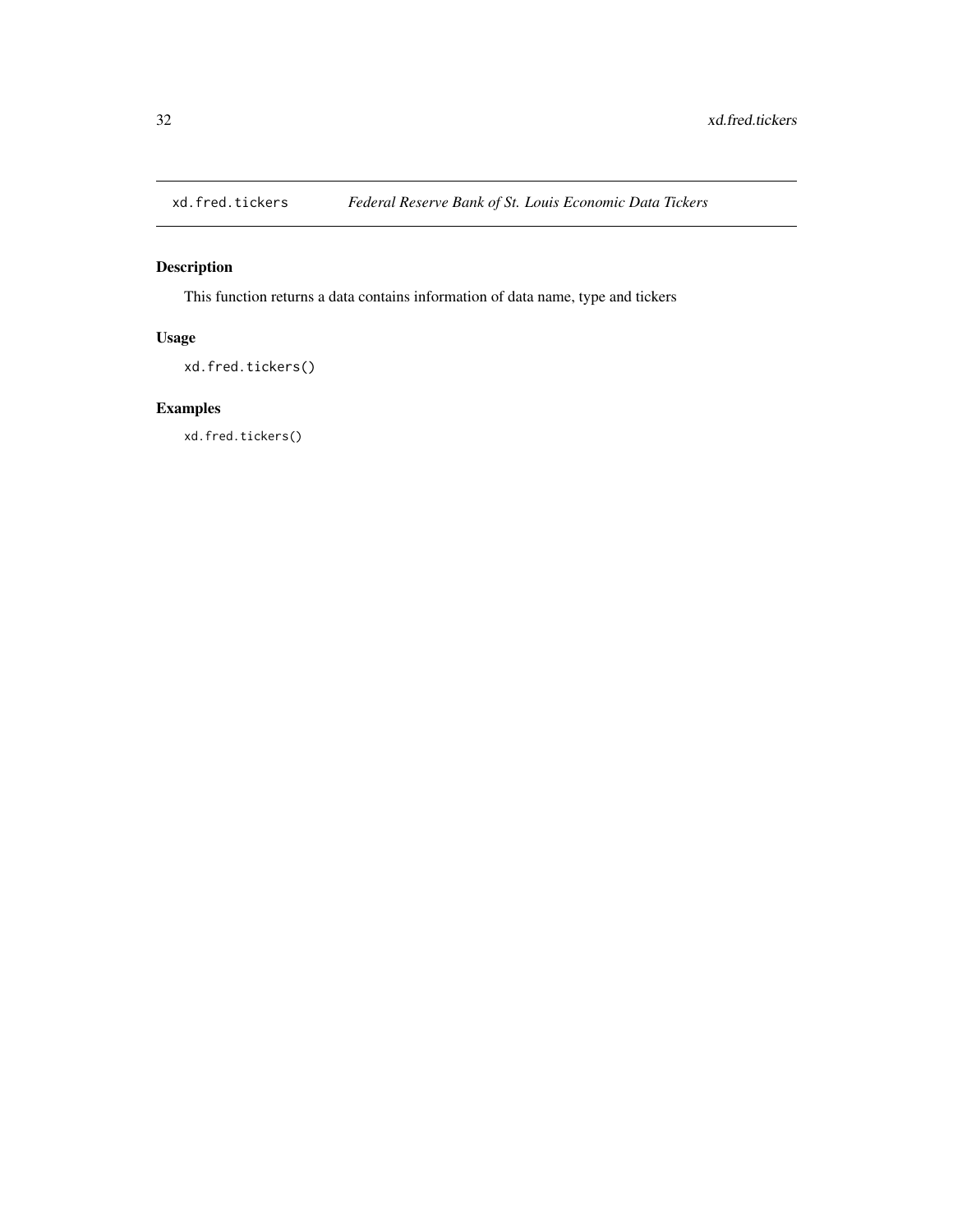# xd.fred.tickers — *Federal Reserve Bank of St. Louis Economic Data Tickers*

## Description

This function returns a data contains information of data name, type and tickers

## Usage

```
xd.fred.tickers()
```

## Examples

```
xd.fred.tickers()
```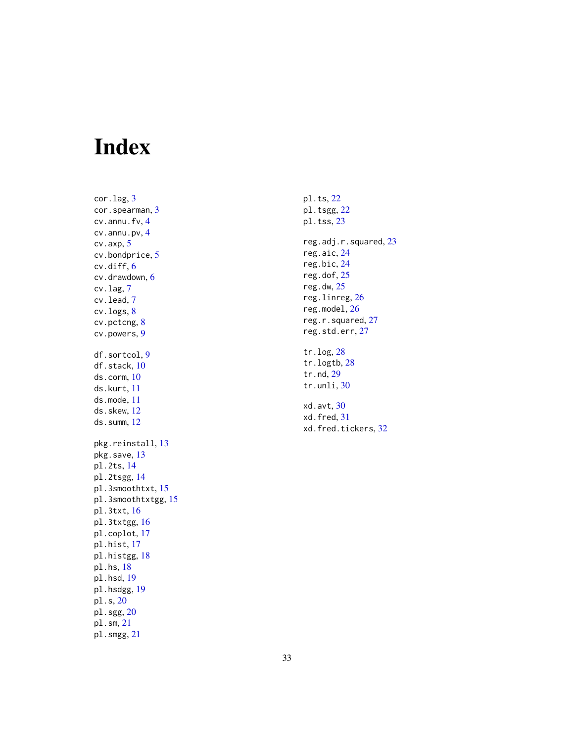# Index

cor.lag, 3
cor.spearman, 3
cv.annu.fv, 4
cv.annu.pv, 4
cv.axp, 5
cv.bondprice, 5
cv.diff, 6
cv.drawdown, 6
cv.lag, 7
cv.lead, 7
cv.logs, 8
cv.pctcng, 8
cv.powers, 9

df.sortcol, 9
df.stack, 10
ds.corm, 10
ds.kurt, 11
ds.mode, 11
ds.skew, 12
ds.summ, 12

pkg.reinstall, 13
pkg.save, 13
pl.2ts, 14
pl.2tsgg, 14
pl.3smoothtxt, 15
pl.3smoothtxtgg, 15
pl.3txt, 16
pl.3txtgg, 16
pl.coplot, 17
pl.hist, 17
pl.histgg, 18
pl.hs, 18
pl.hsd, 19
pl.hsdgg, 19
pl.s, 20
pl.sgg, 20
pl.sm, 21
pl.smgg, 21
pl.ts, 22
pl.tsgg, 22
pl.tss, 23

reg.adj.r.squared, 23
reg.aic, 24
reg.bic, 24
reg.dof, 25
reg.dw, 25
reg.linreg, 26
reg.model, 26
reg.r.squared, 27
reg.std.err, 27

tr.log, 28
tr.logtb, 28
tr.nd, 29
tr.unli, 30

xd.avt, 30
xd.fred, 31
xd.fred.tickers, 32